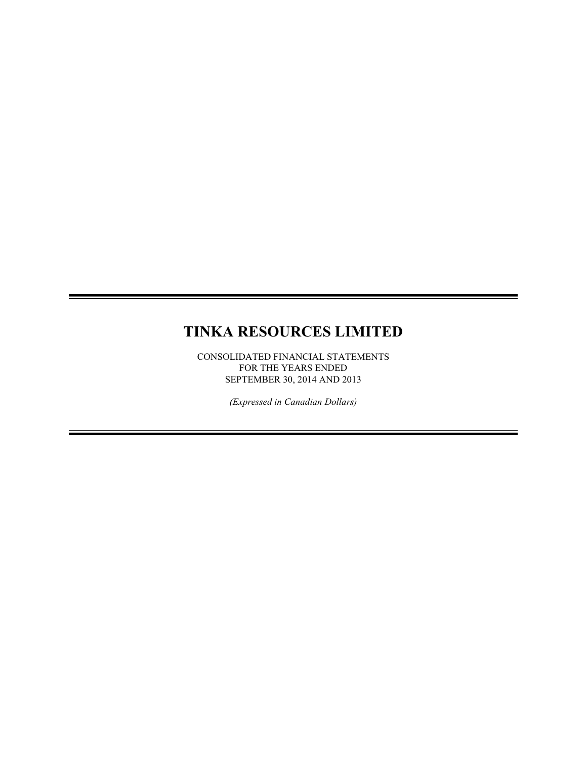# TINKA RESOURCES LIMITED

CONSOLIDATED FINANCIAL STATEMENTS
FOR THE YEARS ENDED
SEPTEMBER 30, 2014 AND 2013

*(Expressed in Canadian Dollars)*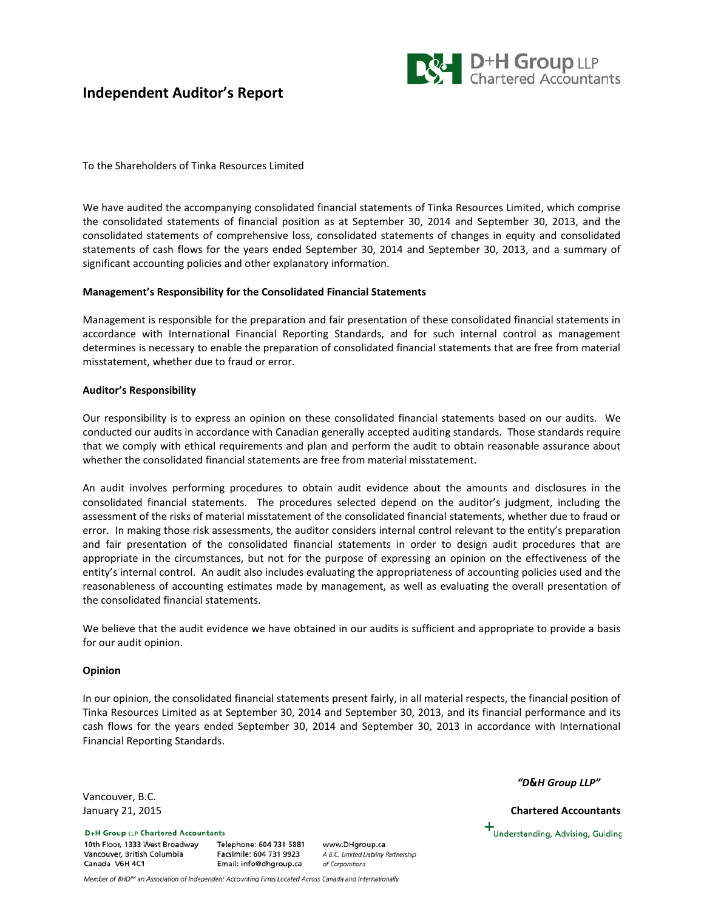D+H Group LLP
Chartered Accountants

# Independent Auditor's Report

To the Shareholders of Tinka Resources Limited

We have audited the accompanying consolidated financial statements of Tinka Resources Limited, which comprise the consolidated statements of financial position as at September 30, 2014 and September 30, 2013, and the consolidated statements of comprehensive loss, consolidated statements of changes in equity and consolidated statements of cash flows for the years ended September 30, 2014 and September 30, 2013, and a summary of significant accounting policies and other explanatory information.

**Management's Responsibility for the Consolidated Financial Statements**

Management is responsible for the preparation and fair presentation of these consolidated financial statements in accordance with International Financial Reporting Standards, and for such internal control as management determines is necessary to enable the preparation of consolidated financial statements that are free from material misstatement, whether due to fraud or error.

**Auditor's Responsibility**

Our responsibility is to express an opinion on these consolidated financial statements based on our audits. We conducted our audits in accordance with Canadian generally accepted auditing standards. Those standards require that we comply with ethical requirements and plan and perform the audit to obtain reasonable assurance about whether the consolidated financial statements are free from material misstatement.

An audit involves performing procedures to obtain audit evidence about the amounts and disclosures in the consolidated financial statements. The procedures selected depend on the auditor's judgment, including the assessment of the risks of material misstatement of the consolidated financial statements, whether due to fraud or error. In making those risk assessments, the auditor considers internal control relevant to the entity's preparation and fair presentation of the consolidated financial statements in order to design audit procedures that are appropriate in the circumstances, but not for the purpose of expressing an opinion on the effectiveness of the entity's internal control. An audit also includes evaluating the appropriateness of accounting policies used and the reasonableness of accounting estimates made by management, as well as evaluating the overall presentation of the consolidated financial statements.

We believe that the audit evidence we have obtained in our audits is sufficient and appropriate to provide a basis for our audit opinion.

**Opinion**

In our opinion, the consolidated financial statements present fairly, in all material respects, the financial position of Tinka Resources Limited as at September 30, 2014 and September 30, 2013, and its financial performance and its cash flows for the years ended September 30, 2014 and September 30, 2013 in accordance with International Financial Reporting Standards.

*"D&H Group LLP"*

Vancouver, B.C.
January 21, 2015

**Chartered Accountants**

+Understanding, Advising, Guiding

**D+H Group LLP Chartered Accountants**
10th Floor, 1333 West Broadway
Vancouver, British Columbia
Canada V6H 4C1

Telephone: 604 731 5881
Facsimile: 604 731 9923
Email: info@dhgroup.ca

www.DHgroup.ca
*A B.C. Limited Liability Partnership of Corporations*

*Member of BHD™ an Association of Independent Accounting Firms Located Across Canada and Internationally*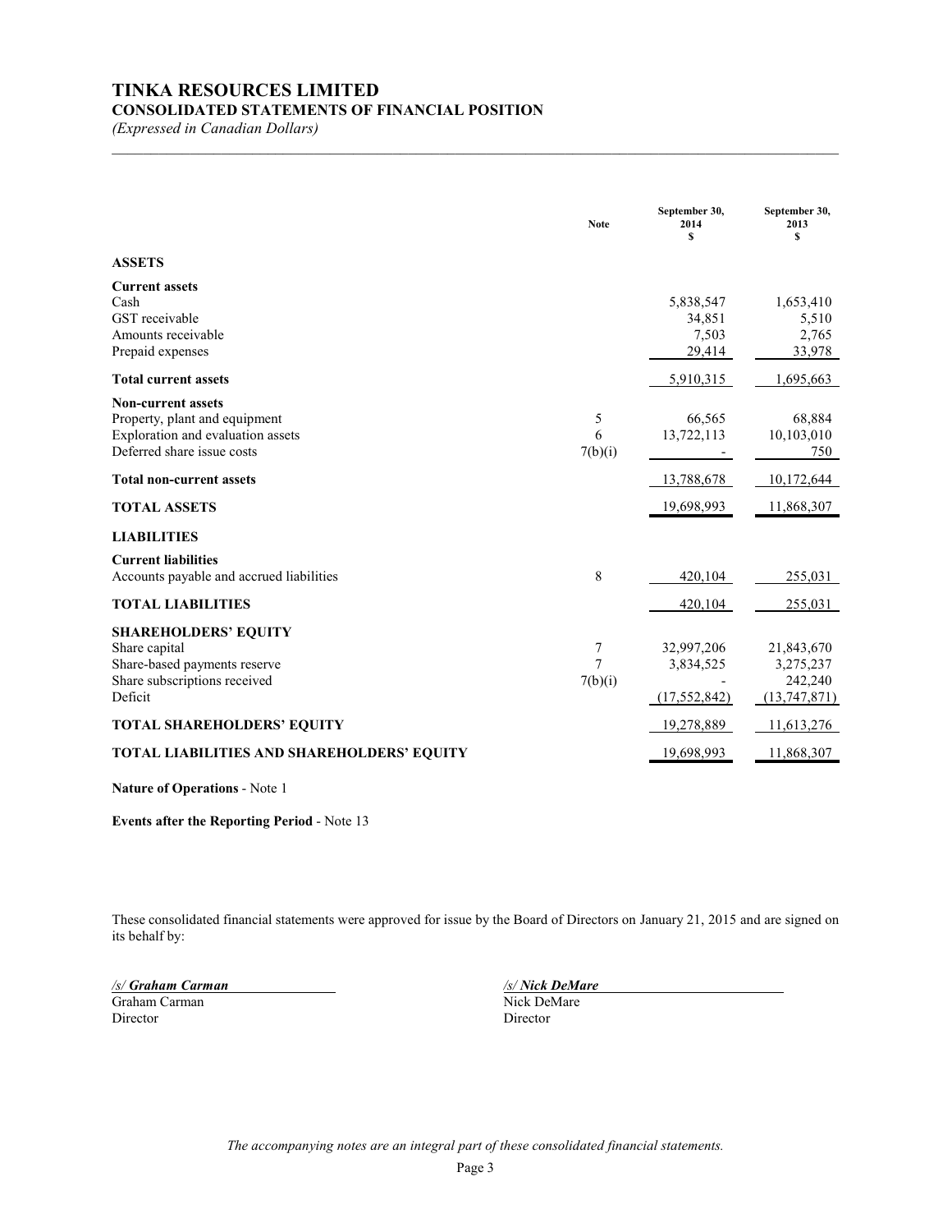# TINKA RESOURCES LIMITED

## CONSOLIDATED STATEMENTS OF FINANCIAL POSITION

*(Expressed in Canadian Dollars)*

| | Note | September 30, 2014 $ | September 30, 2013 $ |
|---|---|---|---|
| **ASSETS** | | | |
| **Current assets** | | | |
| Cash | | 5,838,547 | 1,653,410 |
| GST receivable | | 34,851 | 5,510 |
| Amounts receivable | | 7,503 | 2,765 |
| Prepaid expenses | | 29,414 | 33,978 |
| **Total current assets** | | 5,910,315 | 1,695,663 |
| **Non-current assets** | | | |
| Property, plant and equipment | 5 | 66,565 | 68,884 |
| Exploration and evaluation assets | 6 | 13,722,113 | 10,103,010 |
| Deferred share issue costs | 7(b)(i) | - | 750 |
| **Total non-current assets** | | 13,788,678 | 10,172,644 |
| **TOTAL ASSETS** | | 19,698,993 | 11,868,307 |
| **LIABILITIES** | | | |
| **Current liabilities** | | | |
| Accounts payable and accrued liabilities | 8 | 420,104 | 255,031 |
| **TOTAL LIABILITIES** | | 420,104 | 255,031 |
| **SHAREHOLDERS' EQUITY** | | | |
| Share capital | 7 | 32,997,206 | 21,843,670 |
| Share-based payments reserve | 7 | 3,834,525 | 3,275,237 |
| Share subscriptions received | 7(b)(i) | - | 242,240 |
| Deficit | | (17,552,842) | (13,747,871) |
| **TOTAL SHAREHOLDERS' EQUITY** | | 19,278,889 | 11,613,276 |
| **TOTAL LIABILITIES AND SHAREHOLDERS' EQUITY** | | 19,698,993 | 11,868,307 |

**Nature of Operations** - Note 1

**Events after the Reporting Period** - Note 13

These consolidated financial statements were approved for issue by the Board of Directors on January 21, 2015 and are signed on its behalf by:

*/s/ Graham Carman*
Graham Carman
Director

*/s/ Nick DeMare*
Nick DeMare
Director

*The accompanying notes are an integral part of these consolidated financial statements.*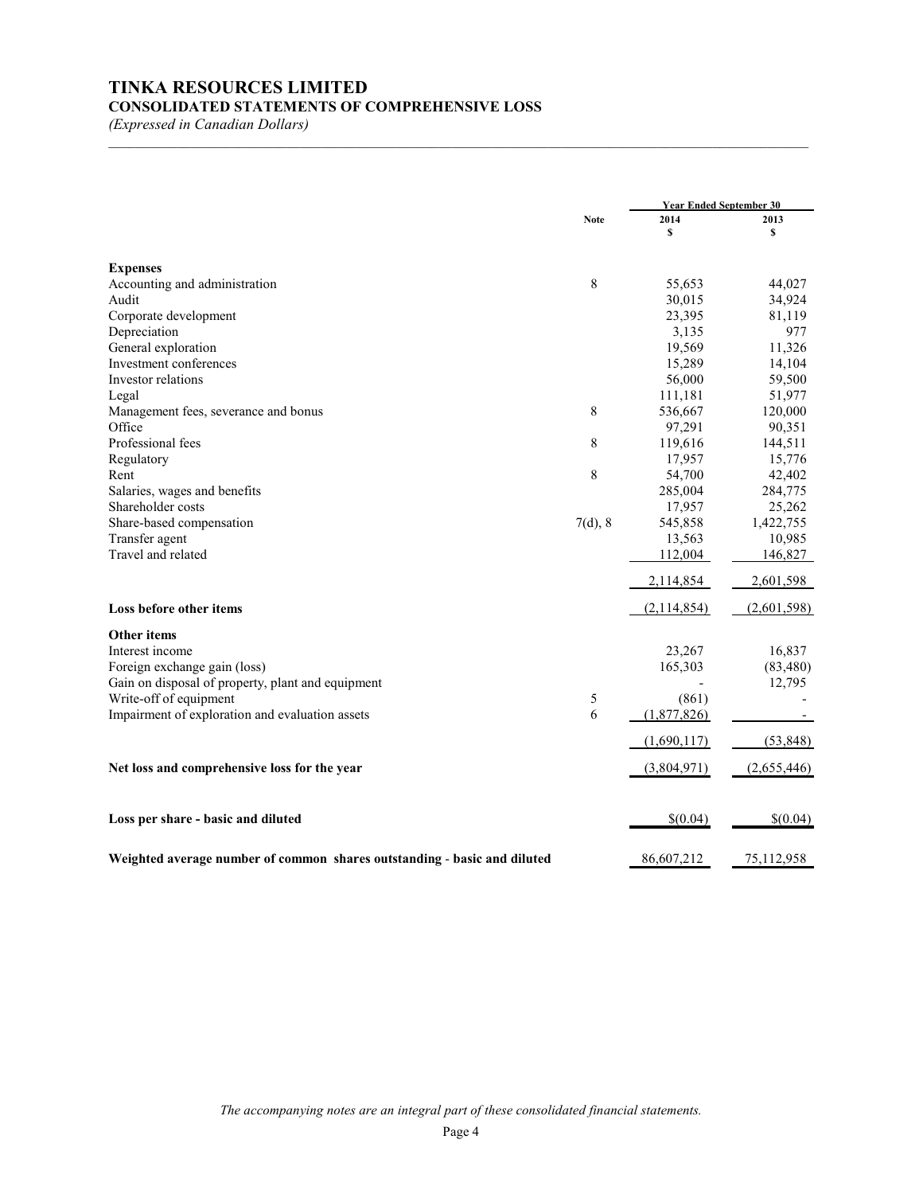# TINKA RESOURCES LIMITED
## CONSOLIDATED STATEMENTS OF COMPREHENSIVE LOSS
*(Expressed in Canadian Dollars)*

| | Note | Year Ended September 30 | |
|---|---|---|---|
| | | 2014 | 2013 |
| | | $ | $ |
| **Expenses** | | | |
| Accounting and administration | 8 | 55,653 | 44,027 |
| Audit | | 30,015 | 34,924 |
| Corporate development | | 23,395 | 81,119 |
| Depreciation | | 3,135 | 977 |
| General exploration | | 19,569 | 11,326 |
| Investment conferences | | 15,289 | 14,104 |
| Investor relations | | 56,000 | 59,500 |
| Legal | | 111,181 | 51,977 |
| Management fees, severance and bonus | 8 | 536,667 | 120,000 |
| Office | | 97,291 | 90,351 |
| Professional fees | 8 | 119,616 | 144,511 |
| Regulatory | | 17,957 | 15,776 |
| Rent | 8 | 54,700 | 42,402 |
| Salaries, wages and benefits | | 285,004 | 284,775 |
| Shareholder costs | | 17,957 | 25,262 |
| Share-based compensation | 7(d), 8 | 545,858 | 1,422,755 |
| Transfer agent | | 13,563 | 10,985 |
| Travel and related | | 112,004 | 146,827 |
| | | 2,114,854 | 2,601,598 |
| **Loss before other items** | | (2,114,854) | (2,601,598) |
| **Other items** | | | |
| Interest income | | 23,267 | 16,837 |
| Foreign exchange gain (loss) | | 165,303 | (83,480) |
| Gain on disposal of property, plant and equipment | | - | 12,795 |
| Write-off of equipment | 5 | (861) | - |
| Impairment of exploration and evaluation assets | 6 | (1,877,826) | - |
| | | (1,690,117) | (53,848) |
| **Net loss and comprehensive loss for the year** | | (3,804,971) | (2,655,446) |
| **Loss per share - basic and diluted** | | $(0.04) | $(0.04) |
| **Weighted average number of common shares outstanding - basic and diluted** | | 86,607,212 | 75,112,958 |

*The accompanying notes are an integral part of these consolidated financial statements.*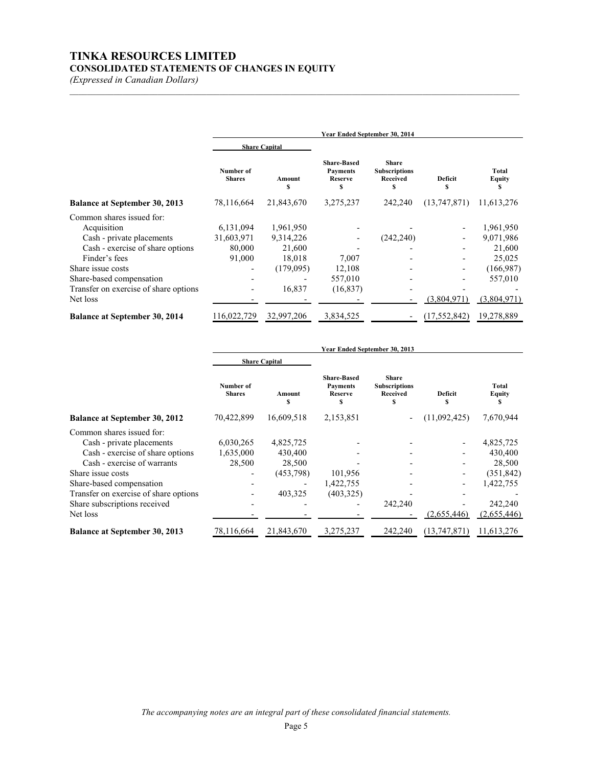# TINKA RESOURCES LIMITED

## CONSOLIDATED STATEMENTS OF CHANGES IN EQUITY

*(Expressed in Canadian Dollars)*

| | Year Ended September 30, 2014 | | | | | |
|---|---|---|---|---|---|---|
| | Share Capital | | | | | |
| | Number of Shares | Amount $ | Share-Based Payments Reserve $ | Share Subscriptions Received $ | Deficit $ | Total Equity $ |
| **Balance at September 30, 2013** | 78,116,664 | 21,843,670 | 3,275,237 | 242,240 | (13,747,871) | 11,613,276 |
| Common shares issued for: | | | | | | |
| Acquisition | 6,131,094 | 1,961,950 | - | - | - | 1,961,950 |
| Cash - private placements | 31,603,971 | 9,314,226 | - | (242,240) | - | 9,071,986 |
| Cash - exercise of share options | 80,000 | 21,600 | - | - | - | 21,600 |
| Finder's fees | 91,000 | 18,018 | 7,007 | - | - | 25,025 |
| Share issue costs | - | (179,095) | 12,108 | - | - | (166,987) |
| Share-based compensation | - | - | 557,010 | - | - | 557,010 |
| Transfer on exercise of share options | - | 16,837 | (16,837) | - | - | - |
| Net loss | - | - | - | - | (3,804,971) | (3,804,971) |
| **Balance at September 30, 2014** | 116,022,729 | 32,997,206 | 3,834,525 | - | (17,552,842) | 19,278,889 |

| | Year Ended September 30, 2013 | | | | | |
|---|---|---|---|---|---|---|
| | Share Capital | | | | | |
| | Number of Shares | Amount $ | Share-Based Payments Reserve $ | Share Subscriptions Received $ | Deficit $ | Total Equity $ |
| **Balance at September 30, 2012** | 70,422,899 | 16,609,518 | 2,153,851 | - | (11,092,425) | 7,670,944 |
| Common shares issued for: | | | | | | |
| Cash - private placements | 6,030,265 | 4,825,725 | - | - | - | 4,825,725 |
| Cash - exercise of share options | 1,635,000 | 430,400 | - | - | - | 430,400 |
| Cash - exercise of warrants | 28,500 | 28,500 | - | - | - | 28,500 |
| Share issue costs | - | (453,798) | 101,956 | - | - | (351,842) |
| Share-based compensation | - | - | 1,422,755 | - | - | 1,422,755 |
| Transfer on exercise of share options | - | 403,325 | (403,325) | - | - | - |
| Share subscriptions received | - | - | - | 242,240 | - | 242,240 |
| Net loss | - | - | - | - | (2,655,446) | (2,655,446) |
| **Balance at September 30, 2013** | 78,116,664 | 21,843,670 | 3,275,237 | 242,240 | (13,747,871) | 11,613,276 |

*The accompanying notes are an integral part of these consolidated financial statements.*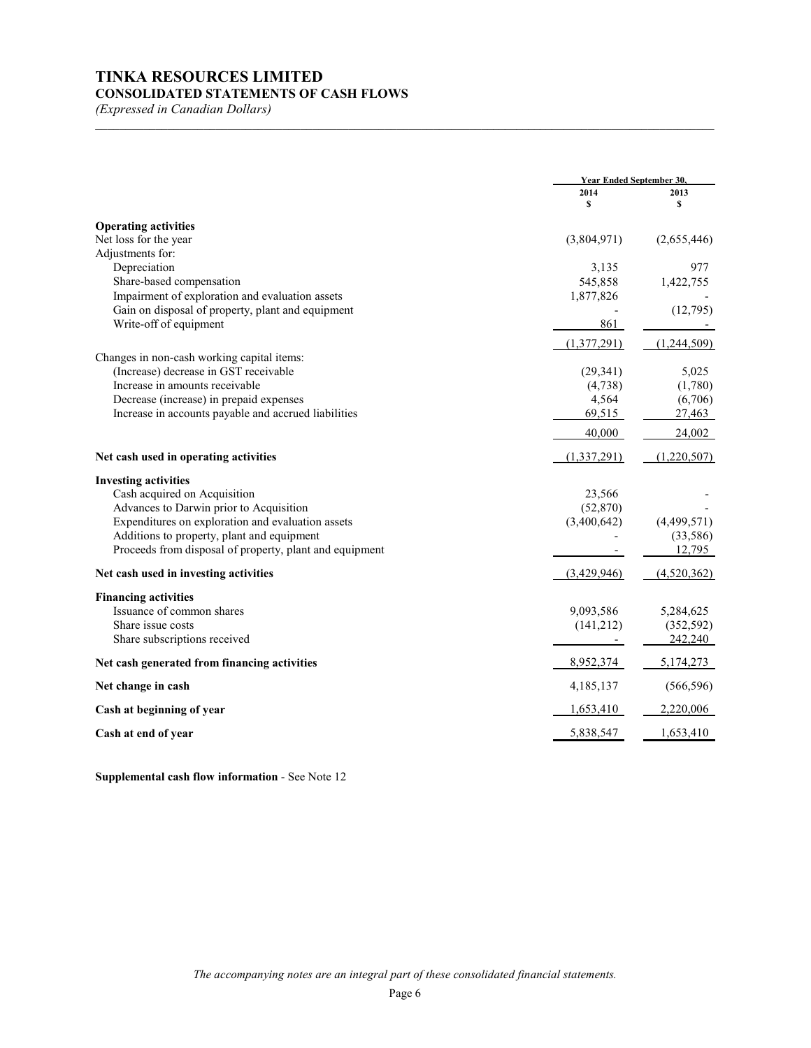# TINKA RESOURCES LIMITED

## CONSOLIDATED STATEMENTS OF CASH FLOWS

*(Expressed in Canadian Dollars)*

| | Year Ended September 30, | |
|---|---|---|
| | 2014 | 2013 |
| | $ | $ |
| **Operating activities** | | |
| Net loss for the year | (3,804,971) | (2,655,446) |
| Adjustments for: | | |
| Depreciation | 3,135 | 977 |
| Share-based compensation | 545,858 | 1,422,755 |
| Impairment of exploration and evaluation assets | 1,877,826 | - |
| Gain on disposal of property, plant and equipment | - | (12,795) |
| Write-off of equipment | 861 | - |
| | (1,377,291) | (1,244,509) |
| Changes in non-cash working capital items: | | |
| (Increase) decrease in GST receivable | (29,341) | 5,025 |
| Increase in amounts receivable | (4,738) | (1,780) |
| Decrease (increase) in prepaid expenses | 4,564 | (6,706) |
| Increase in accounts payable and accrued liabilities | 69,515 | 27,463 |
| | 40,000 | 24,002 |
| **Net cash used in operating activities** | (1,337,291) | (1,220,507) |
| **Investing activities** | | |
| Cash acquired on Acquisition | 23,566 | - |
| Advances to Darwin prior to Acquisition | (52,870) | - |
| Expenditures on exploration and evaluation assets | (3,400,642) | (4,499,571) |
| Additions to property, plant and equipment | - | (33,586) |
| Proceeds from disposal of property, plant and equipment | - | 12,795 |
| **Net cash used in investing activities** | (3,429,946) | (4,520,362) |
| **Financing activities** | | |
| Issuance of common shares | 9,093,586 | 5,284,625 |
| Share issue costs | (141,212) | (352,592) |
| Share subscriptions received | - | 242,240 |
| **Net cash generated from financing activities** | 8,952,374 | 5,174,273 |
| **Net change in cash** | 4,185,137 | (566,596) |
| **Cash at beginning of year** | 1,653,410 | 2,220,006 |
| **Cash at end of year** | 5,838,547 | 1,653,410 |

**Supplemental cash flow information** - See Note 12

*The accompanying notes are an integral part of these consolidated financial statements.*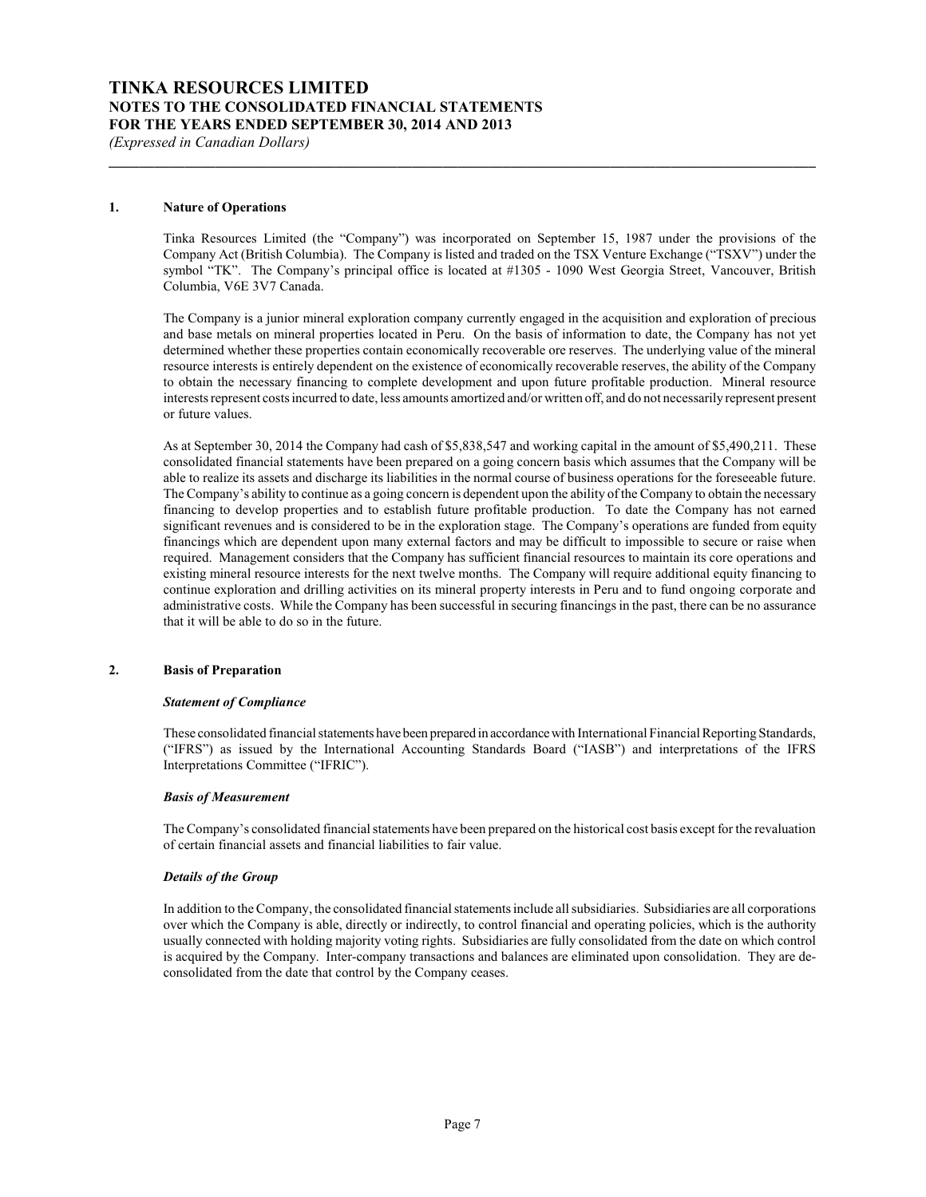## 1. Nature of Operations

Tinka Resources Limited (the "Company") was incorporated on September 15, 1987 under the provisions of the Company Act (British Columbia). The Company is listed and traded on the TSX Venture Exchange ("TSXV") under the symbol "TK". The Company's principal office is located at #1305 - 1090 West Georgia Street, Vancouver, British Columbia, V6E 3V7 Canada.

The Company is a junior mineral exploration company currently engaged in the acquisition and exploration of precious and base metals on mineral properties located in Peru. On the basis of information to date, the Company has not yet determined whether these properties contain economically recoverable ore reserves. The underlying value of the mineral resource interests is entirely dependent on the existence of economically recoverable reserves, the ability of the Company to obtain the necessary financing to complete development and upon future profitable production. Mineral resource interests represent costs incurred to date, less amounts amortized and/or written off, and do not necessarily represent present or future values.

As at September 30, 2014 the Company had cash of $5,838,547 and working capital in the amount of $5,490,211. These consolidated financial statements have been prepared on a going concern basis which assumes that the Company will be able to realize its assets and discharge its liabilities in the normal course of business operations for the foreseeable future. The Company's ability to continue as a going concern is dependent upon the ability of the Company to obtain the necessary financing to develop properties and to establish future profitable production. To date the Company has not earned significant revenues and is considered to be in the exploration stage. The Company's operations are funded from equity financings which are dependent upon many external factors and may be difficult to impossible to secure or raise when required. Management considers that the Company has sufficient financial resources to maintain its core operations and existing mineral resource interests for the next twelve months. The Company will require additional equity financing to continue exploration and drilling activities on its mineral property interests in Peru and to fund ongoing corporate and administrative costs. While the Company has been successful in securing financings in the past, there can be no assurance that it will be able to do so in the future.

## 2. Basis of Preparation

### *Statement of Compliance*

These consolidated financial statements have been prepared in accordance with International Financial Reporting Standards, ("IFRS") as issued by the International Accounting Standards Board ("IASB") and interpretations of the IFRS Interpretations Committee ("IFRIC").

### *Basis of Measurement*

The Company's consolidated financial statements have been prepared on the historical cost basis except for the revaluation of certain financial assets and financial liabilities to fair value.

### *Details of the Group*

In addition to the Company, the consolidated financial statements include all subsidiaries. Subsidiaries are all corporations over which the Company is able, directly or indirectly, to control financial and operating policies, which is the authority usually connected with holding majority voting rights. Subsidiaries are fully consolidated from the date on which control is acquired by the Company. Inter-company transactions and balances are eliminated upon consolidation. They are de-consolidated from the date that control by the Company ceases.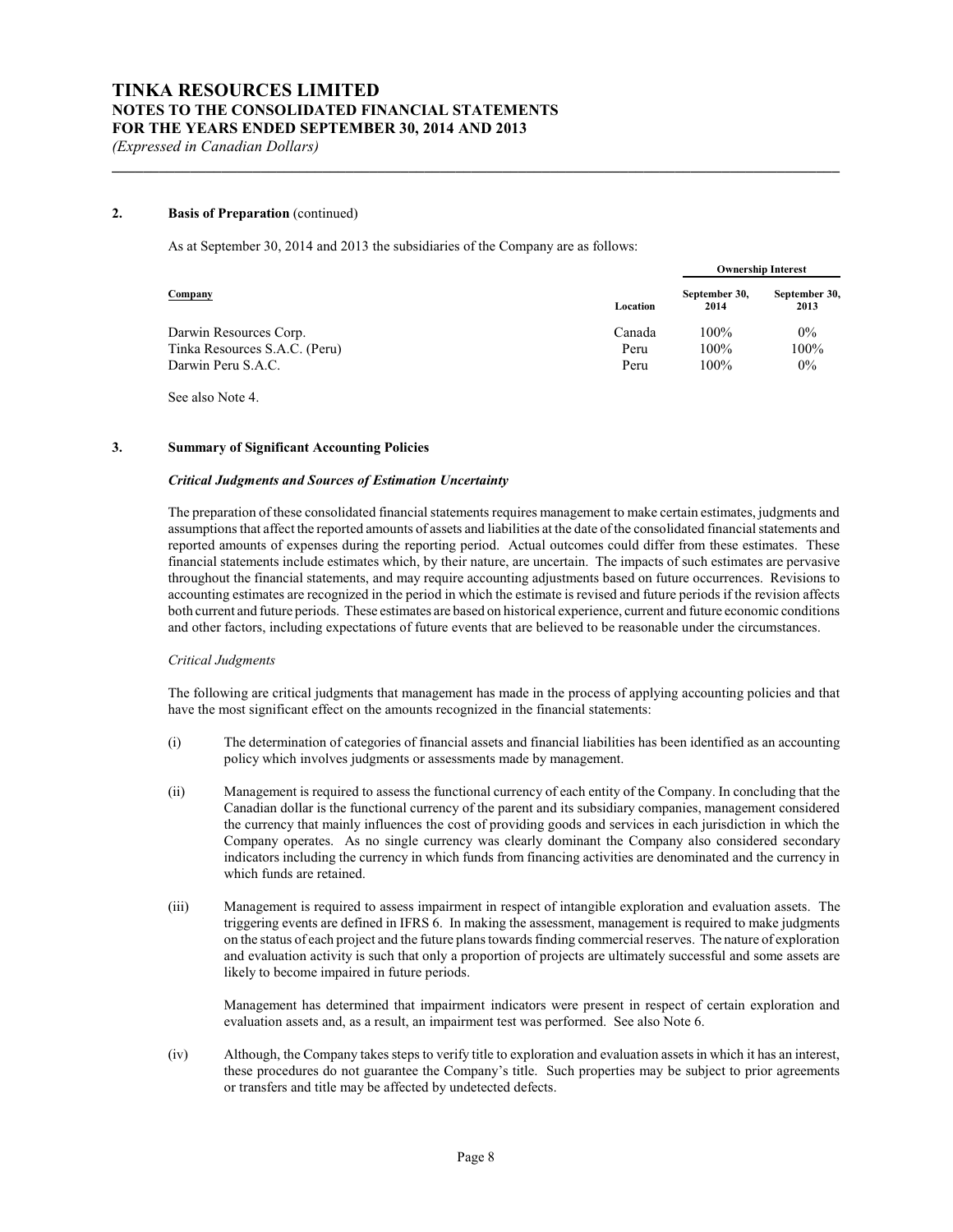## 2. Basis of Preparation (continued)

As at September 30, 2014 and 2013 the subsidiaries of the Company are as follows:

| Company | Location | Ownership Interest September 30, 2014 | Ownership Interest September 30, 2013 |
|---|---|---|---|
| Darwin Resources Corp. | Canada | 100% | 0% |
| Tinka Resources S.A.C. (Peru) | Peru | 100% | 100% |
| Darwin Peru S.A.C. | Peru | 100% | 0% |

See also Note 4.

## 3. Summary of Significant Accounting Policies

### *Critical Judgments and Sources of Estimation Uncertainty*

The preparation of these consolidated financial statements requires management to make certain estimates, judgments and assumptions that affect the reported amounts of assets and liabilities at the date of the consolidated financial statements and reported amounts of expenses during the reporting period. Actual outcomes could differ from these estimates. These financial statements include estimates which, by their nature, are uncertain. The impacts of such estimates are pervasive throughout the financial statements, and may require accounting adjustments based on future occurrences. Revisions to accounting estimates are recognized in the period in which the estimate is revised and future periods if the revision affects both current and future periods. These estimates are based on historical experience, current and future economic conditions and other factors, including expectations of future events that are believed to be reasonable under the circumstances.

*Critical Judgments*

The following are critical judgments that management has made in the process of applying accounting policies and that have the most significant effect on the amounts recognized in the financial statements:

(i) The determination of categories of financial assets and financial liabilities has been identified as an accounting policy which involves judgments or assessments made by management.

(ii) Management is required to assess the functional currency of each entity of the Company. In concluding that the Canadian dollar is the functional currency of the parent and its subsidiary companies, management considered the currency that mainly influences the cost of providing goods and services in each jurisdiction in which the Company operates. As no single currency was clearly dominant the Company also considered secondary indicators including the currency in which funds from financing activities are denominated and the currency in which funds are retained.

(iii) Management is required to assess impairment in respect of intangible exploration and evaluation assets. The triggering events are defined in IFRS 6. In making the assessment, management is required to make judgments on the status of each project and the future plans towards finding commercial reserves. The nature of exploration and evaluation activity is such that only a proportion of projects are ultimately successful and some assets are likely to become impaired in future periods.

Management has determined that impairment indicators were present in respect of certain exploration and evaluation assets and, as a result, an impairment test was performed. See also Note 6.

(iv) Although, the Company takes steps to verify title to exploration and evaluation assets in which it has an interest, these procedures do not guarantee the Company's title. Such properties may be subject to prior agreements or transfers and title may be affected by undetected defects.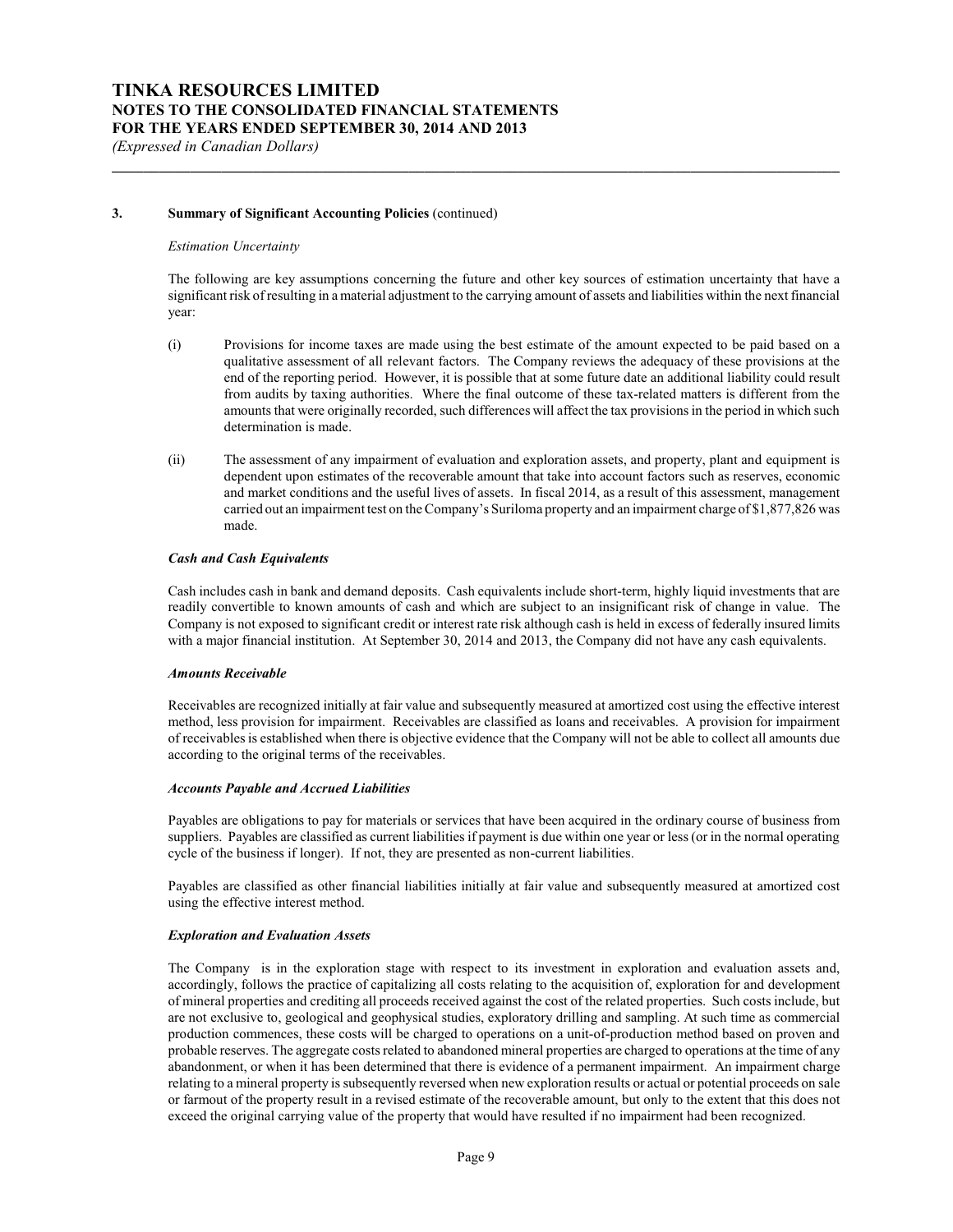### 3. Summary of Significant Accounting Policies (continued)

*Estimation Uncertainty*

The following are key assumptions concerning the future and other key sources of estimation uncertainty that have a significant risk of resulting in a material adjustment to the carrying amount of assets and liabilities within the next financial year:

(i) Provisions for income taxes are made using the best estimate of the amount expected to be paid based on a qualitative assessment of all relevant factors. The Company reviews the adequacy of these provisions at the end of the reporting period. However, it is possible that at some future date an additional liability could result from audits by taxing authorities. Where the final outcome of these tax-related matters is different from the amounts that were originally recorded, such differences will affect the tax provisions in the period in which such determination is made.

(ii) The assessment of any impairment of evaluation and exploration assets, and property, plant and equipment is dependent upon estimates of the recoverable amount that take into account factors such as reserves, economic and market conditions and the useful lives of assets. In fiscal 2014, as a result of this assessment, management carried out an impairment test on the Company's Suriloma property and an impairment charge of $1,877,826 was made.

***Cash and Cash Equivalents***

Cash includes cash in bank and demand deposits. Cash equivalents include short-term, highly liquid investments that are readily convertible to known amounts of cash and which are subject to an insignificant risk of change in value. The Company is not exposed to significant credit or interest rate risk although cash is held in excess of federally insured limits with a major financial institution. At September 30, 2014 and 2013, the Company did not have any cash equivalents.

***Amounts Receivable***

Receivables are recognized initially at fair value and subsequently measured at amortized cost using the effective interest method, less provision for impairment. Receivables are classified as loans and receivables. A provision for impairment of receivables is established when there is objective evidence that the Company will not be able to collect all amounts due according to the original terms of the receivables.

***Accounts Payable and Accrued Liabilities***

Payables are obligations to pay for materials or services that have been acquired in the ordinary course of business from suppliers. Payables are classified as current liabilities if payment is due within one year or less (or in the normal operating cycle of the business if longer). If not, they are presented as non-current liabilities.

Payables are classified as other financial liabilities initially at fair value and subsequently measured at amortized cost using the effective interest method.

***Exploration and Evaluation Assets***

The Company is in the exploration stage with respect to its investment in exploration and evaluation assets and, accordingly, follows the practice of capitalizing all costs relating to the acquisition of, exploration for and development of mineral properties and crediting all proceeds received against the cost of the related properties. Such costs include, but are not exclusive to, geological and geophysical studies, exploratory drilling and sampling. At such time as commercial production commences, these costs will be charged to operations on a unit-of-production method based on proven and probable reserves. The aggregate costs related to abandoned mineral properties are charged to operations at the time of any abandonment, or when it has been determined that there is evidence of a permanent impairment. An impairment charge relating to a mineral property is subsequently reversed when new exploration results or actual or potential proceeds on sale or farmout of the property result in a revised estimate of the recoverable amount, but only to the extent that this does not exceed the original carrying value of the property that would have resulted if no impairment had been recognized.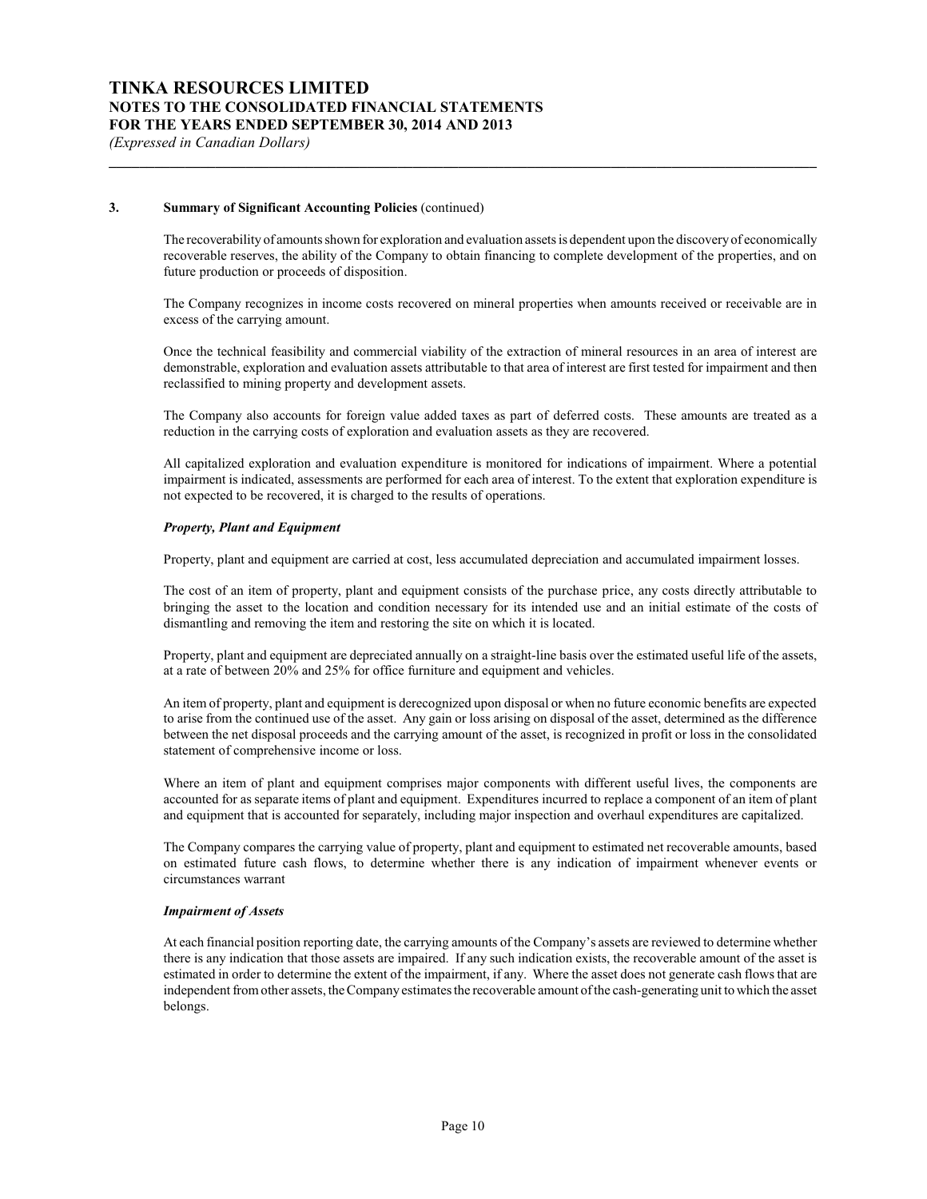### 3. Summary of Significant Accounting Policies (continued)

The recoverability of amounts shown for exploration and evaluation assets is dependent upon the discovery of economically recoverable reserves, the ability of the Company to obtain financing to complete development of the properties, and on future production or proceeds of disposition.

The Company recognizes in income costs recovered on mineral properties when amounts received or receivable are in excess of the carrying amount.

Once the technical feasibility and commercial viability of the extraction of mineral resources in an area of interest are demonstrable, exploration and evaluation assets attributable to that area of interest are first tested for impairment and then reclassified to mining property and development assets.

The Company also accounts for foreign value added taxes as part of deferred costs. These amounts are treated as a reduction in the carrying costs of exploration and evaluation assets as they are recovered.

All capitalized exploration and evaluation expenditure is monitored for indications of impairment. Where a potential impairment is indicated, assessments are performed for each area of interest. To the extent that exploration expenditure is not expected to be recovered, it is charged to the results of operations.

***Property, Plant and Equipment***

Property, plant and equipment are carried at cost, less accumulated depreciation and accumulated impairment losses.

The cost of an item of property, plant and equipment consists of the purchase price, any costs directly attributable to bringing the asset to the location and condition necessary for its intended use and an initial estimate of the costs of dismantling and removing the item and restoring the site on which it is located.

Property, plant and equipment are depreciated annually on a straight-line basis over the estimated useful life of the assets, at a rate of between 20% and 25% for office furniture and equipment and vehicles.

An item of property, plant and equipment is derecognized upon disposal or when no future economic benefits are expected to arise from the continued use of the asset. Any gain or loss arising on disposal of the asset, determined as the difference between the net disposal proceeds and the carrying amount of the asset, is recognized in profit or loss in the consolidated statement of comprehensive income or loss.

Where an item of plant and equipment comprises major components with different useful lives, the components are accounted for as separate items of plant and equipment. Expenditures incurred to replace a component of an item of plant and equipment that is accounted for separately, including major inspection and overhaul expenditures are capitalized.

The Company compares the carrying value of property, plant and equipment to estimated net recoverable amounts, based on estimated future cash flows, to determine whether there is any indication of impairment whenever events or circumstances warrant

***Impairment of Assets***

At each financial position reporting date, the carrying amounts of the Company's assets are reviewed to determine whether there is any indication that those assets are impaired. If any such indication exists, the recoverable amount of the asset is estimated in order to determine the extent of the impairment, if any. Where the asset does not generate cash flows that are independent from other assets, the Company estimates the recoverable amount of the cash-generating unit to which the asset belongs.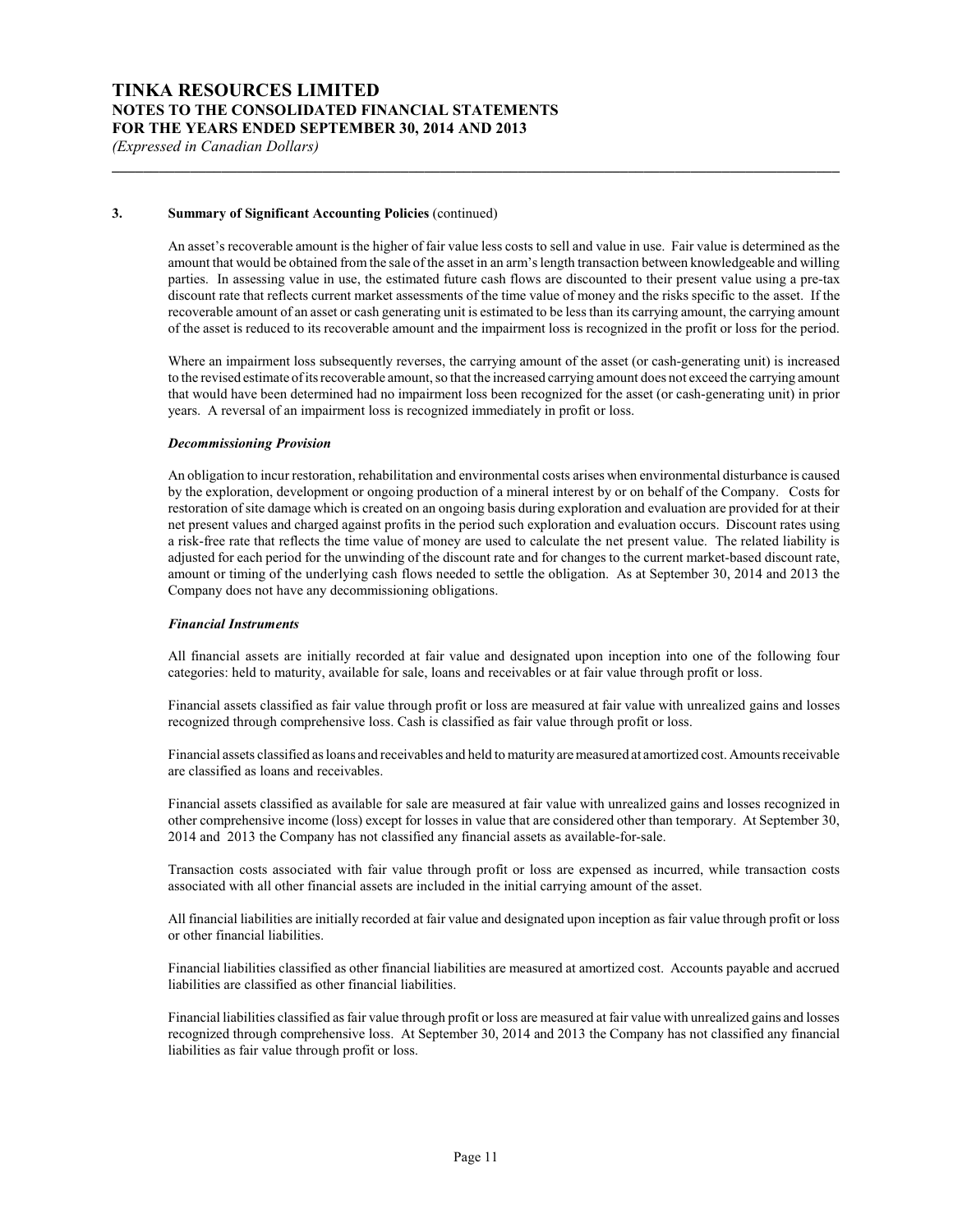## 3. Summary of Significant Accounting Policies (continued)

An asset's recoverable amount is the higher of fair value less costs to sell and value in use. Fair value is determined as the amount that would be obtained from the sale of the asset in an arm's length transaction between knowledgeable and willing parties. In assessing value in use, the estimated future cash flows are discounted to their present value using a pre-tax discount rate that reflects current market assessments of the time value of money and the risks specific to the asset. If the recoverable amount of an asset or cash generating unit is estimated to be less than its carrying amount, the carrying amount of the asset is reduced to its recoverable amount and the impairment loss is recognized in the profit or loss for the period.

Where an impairment loss subsequently reverses, the carrying amount of the asset (or cash-generating unit) is increased to the revised estimate of its recoverable amount, so that the increased carrying amount does not exceed the carrying amount that would have been determined had no impairment loss been recognized for the asset (or cash-generating unit) in prior years. A reversal of an impairment loss is recognized immediately in profit or loss.

### *Decommissioning Provision*

An obligation to incur restoration, rehabilitation and environmental costs arises when environmental disturbance is caused by the exploration, development or ongoing production of a mineral interest by or on behalf of the Company. Costs for restoration of site damage which is created on an ongoing basis during exploration and evaluation are provided for at their net present values and charged against profits in the period such exploration and evaluation occurs. Discount rates using a risk-free rate that reflects the time value of money are used to calculate the net present value. The related liability is adjusted for each period for the unwinding of the discount rate and for changes to the current market-based discount rate, amount or timing of the underlying cash flows needed to settle the obligation. As at September 30, 2014 and 2013 the Company does not have any decommissioning obligations.

### *Financial Instruments*

All financial assets are initially recorded at fair value and designated upon inception into one of the following four categories: held to maturity, available for sale, loans and receivables or at fair value through profit or loss.

Financial assets classified as fair value through profit or loss are measured at fair value with unrealized gains and losses recognized through comprehensive loss. Cash is classified as fair value through profit or loss.

Financial assets classified as loans and receivables and held to maturity are measured at amortized cost. Amounts receivable are classified as loans and receivables.

Financial assets classified as available for sale are measured at fair value with unrealized gains and losses recognized in other comprehensive income (loss) except for losses in value that are considered other than temporary. At September 30, 2014 and 2013 the Company has not classified any financial assets as available-for-sale.

Transaction costs associated with fair value through profit or loss are expensed as incurred, while transaction costs associated with all other financial assets are included in the initial carrying amount of the asset.

All financial liabilities are initially recorded at fair value and designated upon inception as fair value through profit or loss or other financial liabilities.

Financial liabilities classified as other financial liabilities are measured at amortized cost. Accounts payable and accrued liabilities are classified as other financial liabilities.

Financial liabilities classified as fair value through profit or loss are measured at fair value with unrealized gains and losses recognized through comprehensive loss. At September 30, 2014 and 2013 the Company has not classified any financial liabilities as fair value through profit or loss.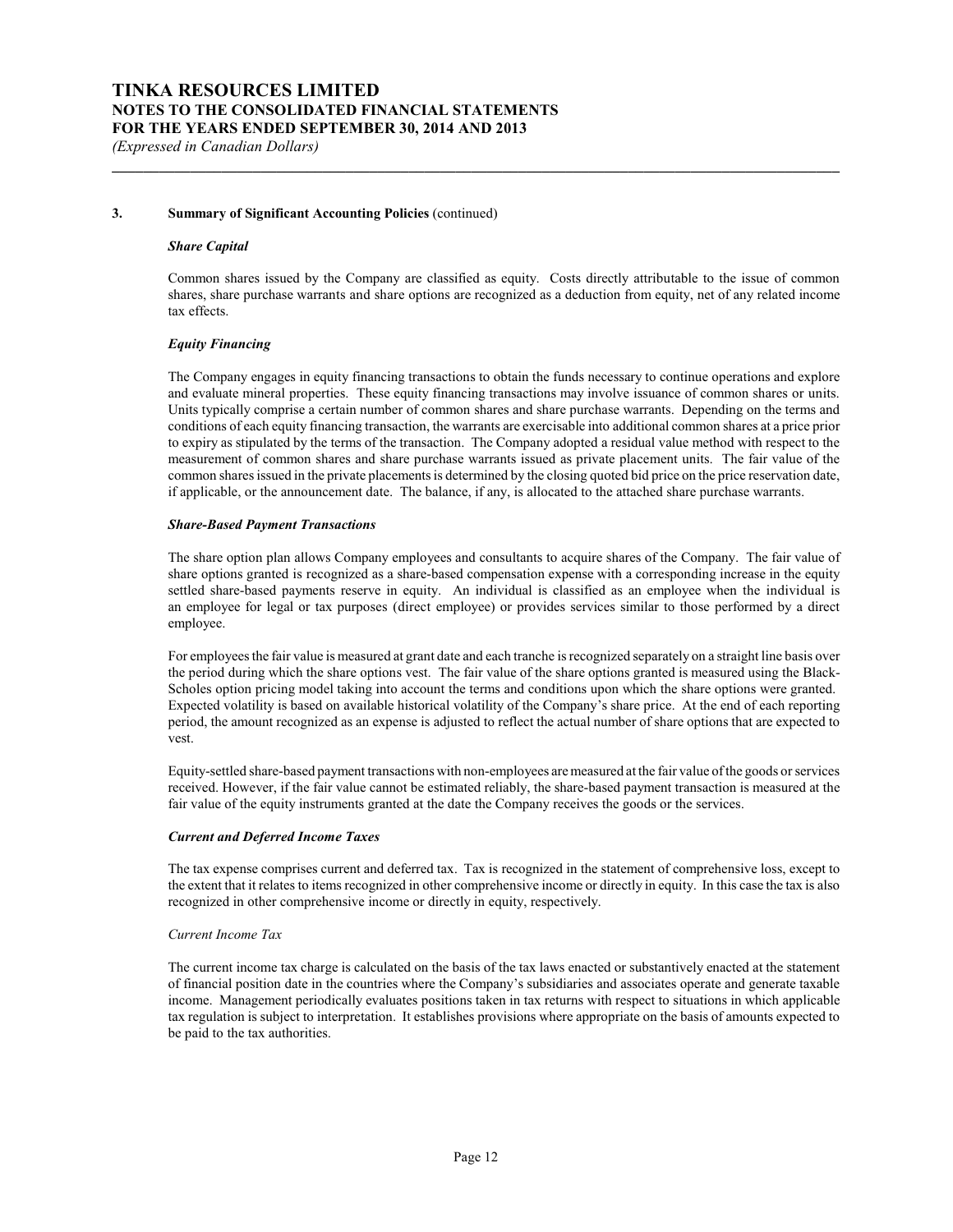### 3. Summary of Significant Accounting Policies (continued)

***Share Capital***

Common shares issued by the Company are classified as equity. Costs directly attributable to the issue of common shares, share purchase warrants and share options are recognized as a deduction from equity, net of any related income tax effects.

***Equity Financing***

The Company engages in equity financing transactions to obtain the funds necessary to continue operations and explore and evaluate mineral properties. These equity financing transactions may involve issuance of common shares or units. Units typically comprise a certain number of common shares and share purchase warrants. Depending on the terms and conditions of each equity financing transaction, the warrants are exercisable into additional common shares at a price prior to expiry as stipulated by the terms of the transaction. The Company adopted a residual value method with respect to the measurement of common shares and share purchase warrants issued as private placement units. The fair value of the common shares issued in the private placements is determined by the closing quoted bid price on the price reservation date, if applicable, or the announcement date. The balance, if any, is allocated to the attached share purchase warrants.

***Share-Based Payment Transactions***

The share option plan allows Company employees and consultants to acquire shares of the Company. The fair value of share options granted is recognized as a share-based compensation expense with a corresponding increase in the equity settled share-based payments reserve in equity. An individual is classified as an employee when the individual is an employee for legal or tax purposes (direct employee) or provides services similar to those performed by a direct employee.

For employees the fair value is measured at grant date and each tranche is recognized separately on a straight line basis over the period during which the share options vest. The fair value of the share options granted is measured using the Black-Scholes option pricing model taking into account the terms and conditions upon which the share options were granted. Expected volatility is based on available historical volatility of the Company's share price. At the end of each reporting period, the amount recognized as an expense is adjusted to reflect the actual number of share options that are expected to vest.

Equity-settled share-based payment transactions with non-employees are measured at the fair value of the goods or services received. However, if the fair value cannot be estimated reliably, the share-based payment transaction is measured at the fair value of the equity instruments granted at the date the Company receives the goods or the services.

***Current and Deferred Income Taxes***

The tax expense comprises current and deferred tax. Tax is recognized in the statement of comprehensive loss, except to the extent that it relates to items recognized in other comprehensive income or directly in equity. In this case the tax is also recognized in other comprehensive income or directly in equity, respectively.

*Current Income Tax*

The current income tax charge is calculated on the basis of the tax laws enacted or substantively enacted at the statement of financial position date in the countries where the Company's subsidiaries and associates operate and generate taxable income. Management periodically evaluates positions taken in tax returns with respect to situations in which applicable tax regulation is subject to interpretation. It establishes provisions where appropriate on the basis of amounts expected to be paid to the tax authorities.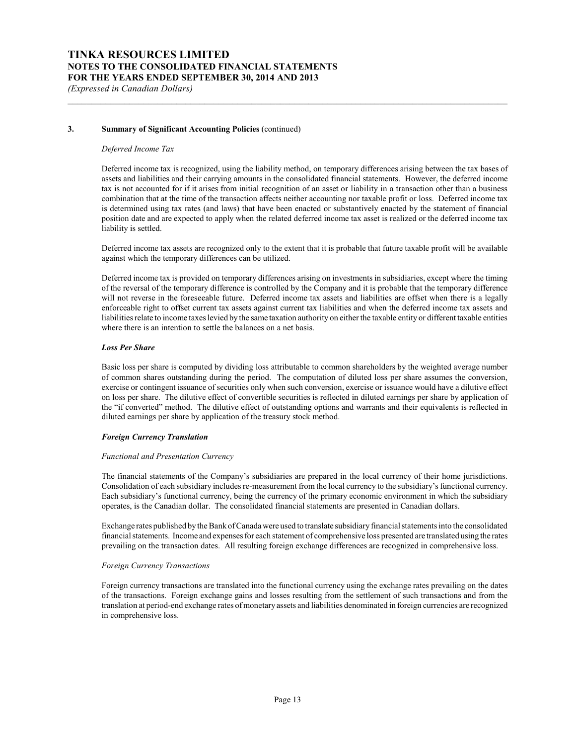## 3. Summary of Significant Accounting Policies (continued)

*Deferred Income Tax*

Deferred income tax is recognized, using the liability method, on temporary differences arising between the tax bases of assets and liabilities and their carrying amounts in the consolidated financial statements. However, the deferred income tax is not accounted for if it arises from initial recognition of an asset or liability in a transaction other than a business combination that at the time of the transaction affects neither accounting nor taxable profit or loss. Deferred income tax is determined using tax rates (and laws) that have been enacted or substantively enacted by the statement of financial position date and are expected to apply when the related deferred income tax asset is realized or the deferred income tax liability is settled.

Deferred income tax assets are recognized only to the extent that it is probable that future taxable profit will be available against which the temporary differences can be utilized.

Deferred income tax is provided on temporary differences arising on investments in subsidiaries, except where the timing of the reversal of the temporary difference is controlled by the Company and it is probable that the temporary difference will not reverse in the foreseeable future. Deferred income tax assets and liabilities are offset when there is a legally enforceable right to offset current tax assets against current tax liabilities and when the deferred income tax assets and liabilities relate to income taxes levied by the same taxation authority on either the taxable entity or different taxable entities where there is an intention to settle the balances on a net basis.

***Loss Per Share***

Basic loss per share is computed by dividing loss attributable to common shareholders by the weighted average number of common shares outstanding during the period. The computation of diluted loss per share assumes the conversion, exercise or contingent issuance of securities only when such conversion, exercise or issuance would have a dilutive effect on loss per share. The dilutive effect of convertible securities is reflected in diluted earnings per share by application of the "if converted" method. The dilutive effect of outstanding options and warrants and their equivalents is reflected in diluted earnings per share by application of the treasury stock method.

***Foreign Currency Translation***

*Functional and Presentation Currency*

The financial statements of the Company's subsidiaries are prepared in the local currency of their home jurisdictions. Consolidation of each subsidiary includes re-measurement from the local currency to the subsidiary's functional currency. Each subsidiary's functional currency, being the currency of the primary economic environment in which the subsidiary operates, is the Canadian dollar. The consolidated financial statements are presented in Canadian dollars.

Exchange rates published by the Bank of Canada were used to translate subsidiary financial statements into the consolidated financial statements. Income and expenses for each statement of comprehensive loss presented are translated using the rates prevailing on the transaction dates. All resulting foreign exchange differences are recognized in comprehensive loss.

*Foreign Currency Transactions*

Foreign currency transactions are translated into the functional currency using the exchange rates prevailing on the dates of the transactions. Foreign exchange gains and losses resulting from the settlement of such transactions and from the translation at period-end exchange rates of monetary assets and liabilities denominated in foreign currencies are recognized in comprehensive loss.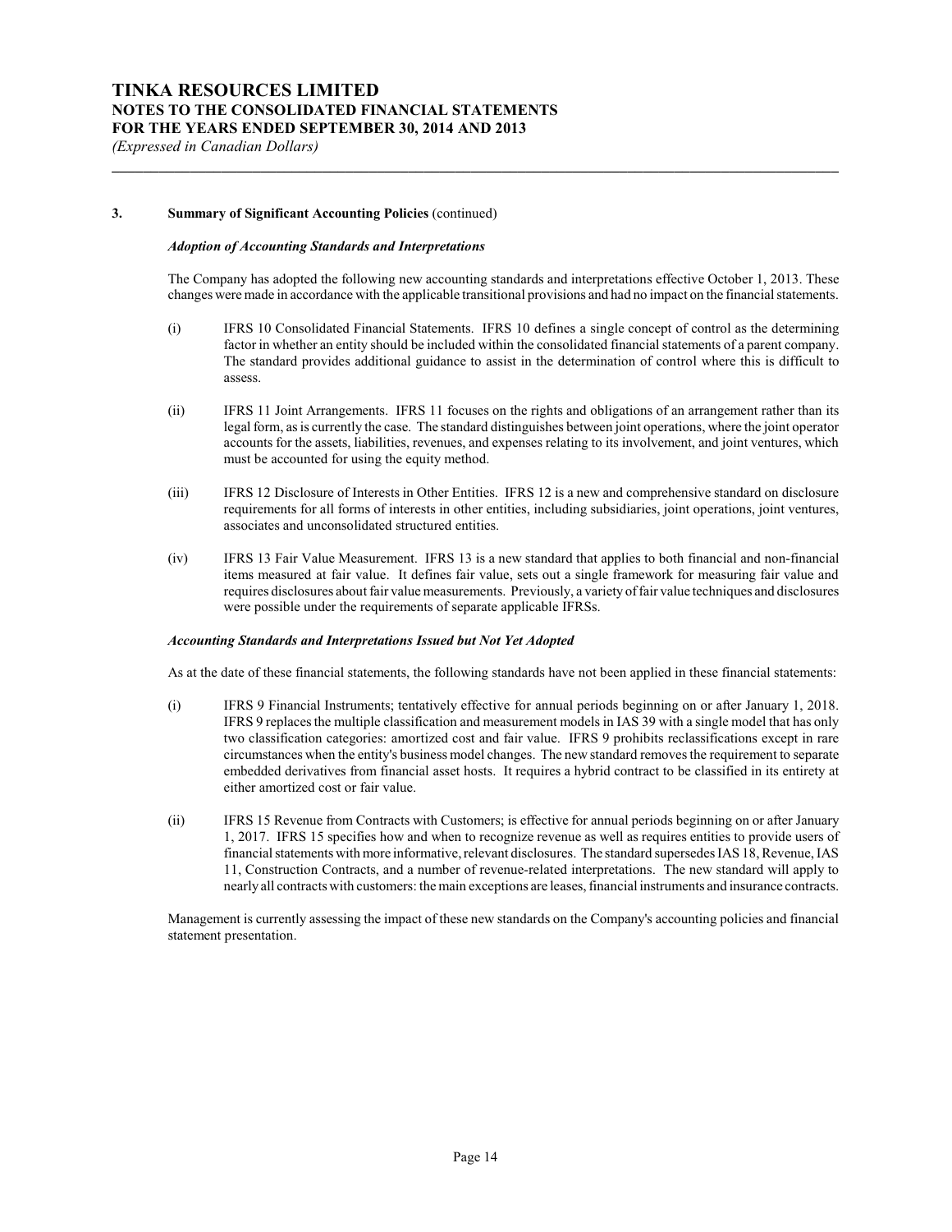### 3. Summary of Significant Accounting Policies (continued)

***Adoption of Accounting Standards and Interpretations***

The Company has adopted the following new accounting standards and interpretations effective October 1, 2013. These changes were made in accordance with the applicable transitional provisions and had no impact on the financial statements.

(i) IFRS 10 Consolidated Financial Statements. IFRS 10 defines a single concept of control as the determining factor in whether an entity should be included within the consolidated financial statements of a parent company. The standard provides additional guidance to assist in the determination of control where this is difficult to assess.

(ii) IFRS 11 Joint Arrangements. IFRS 11 focuses on the rights and obligations of an arrangement rather than its legal form, as is currently the case. The standard distinguishes between joint operations, where the joint operator accounts for the assets, liabilities, revenues, and expenses relating to its involvement, and joint ventures, which must be accounted for using the equity method.

(iii) IFRS 12 Disclosure of Interests in Other Entities. IFRS 12 is a new and comprehensive standard on disclosure requirements for all forms of interests in other entities, including subsidiaries, joint operations, joint ventures, associates and unconsolidated structured entities.

(iv) IFRS 13 Fair Value Measurement. IFRS 13 is a new standard that applies to both financial and non-financial items measured at fair value. It defines fair value, sets out a single framework for measuring fair value and requires disclosures about fair value measurements. Previously, a variety of fair value techniques and disclosures were possible under the requirements of separate applicable IFRSs.

***Accounting Standards and Interpretations Issued but Not Yet Adopted***

As at the date of these financial statements, the following standards have not been applied in these financial statements:

(i) IFRS 9 Financial Instruments; tentatively effective for annual periods beginning on or after January 1, 2018. IFRS 9 replaces the multiple classification and measurement models in IAS 39 with a single model that has only two classification categories: amortized cost and fair value. IFRS 9 prohibits reclassifications except in rare circumstances when the entity's business model changes. The new standard removes the requirement to separate embedded derivatives from financial asset hosts. It requires a hybrid contract to be classified in its entirety at either amortized cost or fair value.

(ii) IFRS 15 Revenue from Contracts with Customers; is effective for annual periods beginning on or after January 1, 2017. IFRS 15 specifies how and when to recognize revenue as well as requires entities to provide users of financial statements with more informative, relevant disclosures. The standard supersedes IAS 18, Revenue, IAS 11, Construction Contracts, and a number of revenue-related interpretations. The new standard will apply to nearly all contracts with customers: the main exceptions are leases, financial instruments and insurance contracts.

Management is currently assessing the impact of these new standards on the Company's accounting policies and financial statement presentation.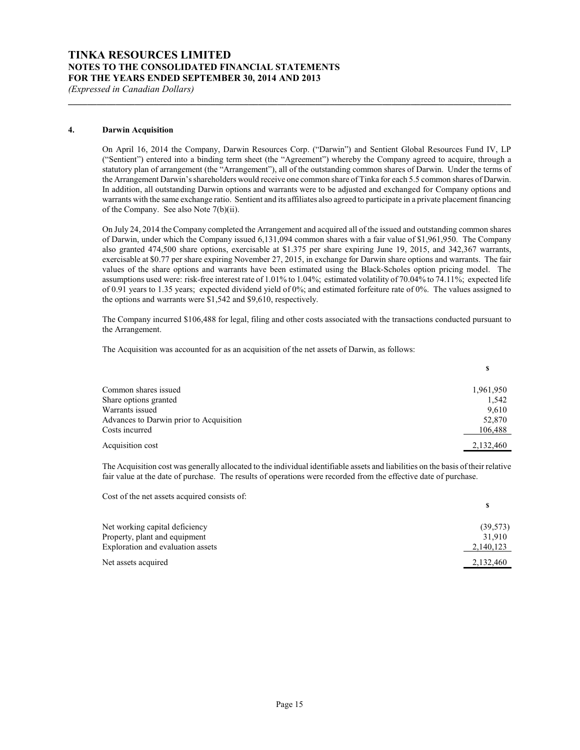## 4. Darwin Acquisition

On April 16, 2014 the Company, Darwin Resources Corp. ("Darwin") and Sentient Global Resources Fund IV, LP ("Sentient") entered into a binding term sheet (the "Agreement") whereby the Company agreed to acquire, through a statutory plan of arrangement (the "Arrangement"), all of the outstanding common shares of Darwin. Under the terms of the Arrangement Darwin's shareholders would receive one common share of Tinka for each 5.5 common shares of Darwin. In addition, all outstanding Darwin options and warrants were to be adjusted and exchanged for Company options and warrants with the same exchange ratio. Sentient and its affiliates also agreed to participate in a private placement financing of the Company. See also Note 7(b)(ii).

On July 24, 2014 the Company completed the Arrangement and acquired all of the issued and outstanding common shares of Darwin, under which the Company issued 6,131,094 common shares with a fair value of $1,961,950. The Company also granted 474,500 share options, exercisable at $1.375 per share expiring June 19, 2015, and 342,367 warrants, exercisable at $0.77 per share expiring November 27, 2015, in exchange for Darwin share options and warrants. The fair values of the share options and warrants have been estimated using the Black-Scholes option pricing model. The assumptions used were: risk-free interest rate of 1.01% to 1.04%; estimated volatility of 70.04% to 74.11%; expected life of 0.91 years to 1.35 years; expected dividend yield of 0%; and estimated forfeiture rate of 0%. The values assigned to the options and warrants were $1,542 and $9,610, respectively.

The Company incurred $106,488 for legal, filing and other costs associated with the transactions conducted pursuant to the Arrangement.

The Acquisition was accounted for as an acquisition of the net assets of Darwin, as follows:

| | $ |
|---|---|
| Common shares issued | 1,961,950 |
| Share options granted | 1,542 |
| Warrants issued | 9,610 |
| Advances to Darwin prior to Acquisition | 52,870 |
| Costs incurred | 106,488 |
| Acquisition cost | 2,132,460 |

The Acquisition cost was generally allocated to the individual identifiable assets and liabilities on the basis of their relative fair value at the date of purchase. The results of operations were recorded from the effective date of purchase.

Cost of the net assets acquired consists of:

| | $ |
|---|---|
| Net working capital deficiency | (39,573) |
| Property, plant and equipment | 31,910 |
| Exploration and evaluation assets | 2,140,123 |
| Net assets acquired | 2,132,460 |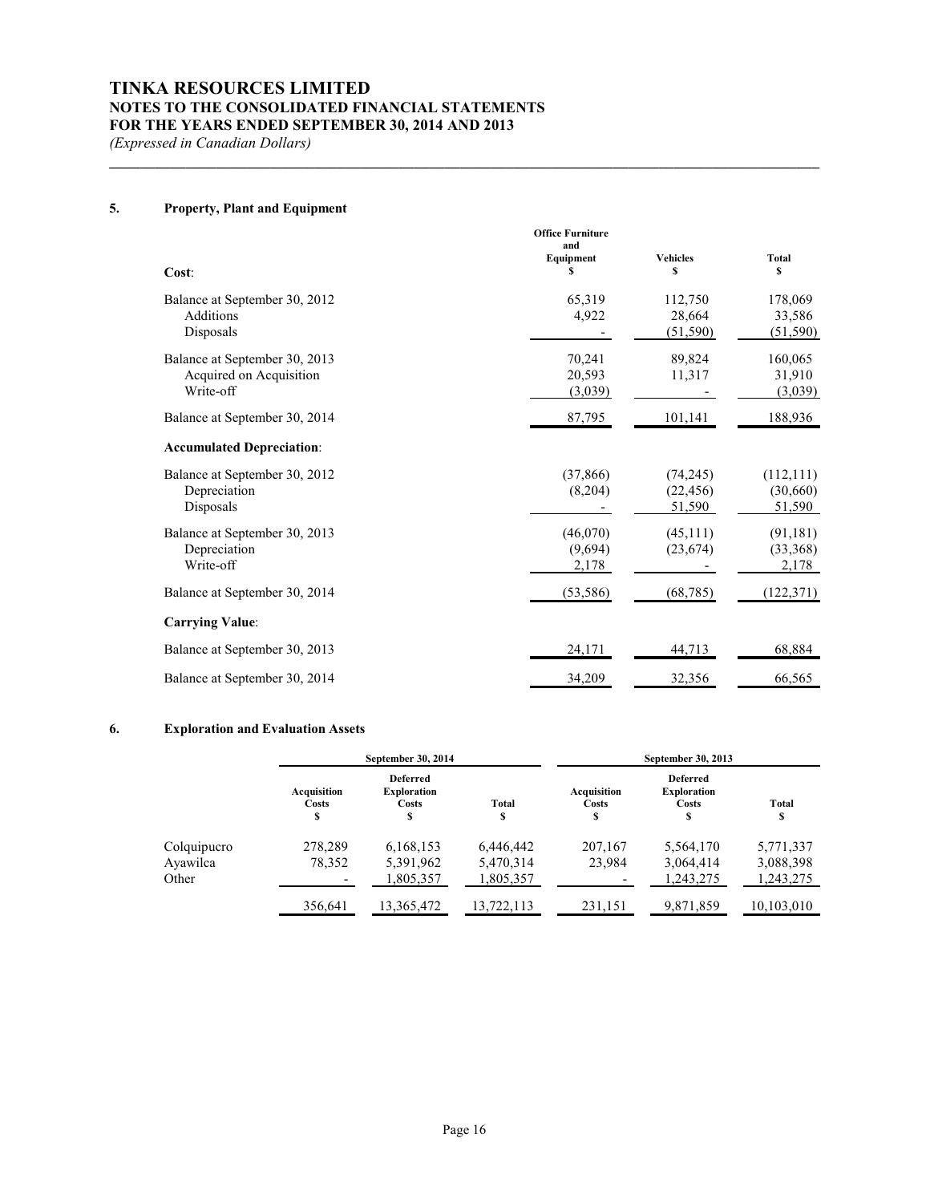# TINKA RESOURCES LIMITED
## NOTES TO THE CONSOLIDATED FINANCIAL STATEMENTS
## FOR THE YEARS ENDED SEPTEMBER 30, 2014 AND 2013
*(Expressed in Canadian Dollars)*

### 5. Property, Plant and Equipment

| | Office Furniture and Equipment $ | Vehicles $ | Total $ |
|---|---|---|---|
| **Cost**: | | | |
| Balance at September 30, 2012 | 65,319 | 112,750 | 178,069 |
| Additions | 4,922 | 28,664 | 33,586 |
| Disposals | - | (51,590) | (51,590) |
| Balance at September 30, 2013 | 70,241 | 89,824 | 160,065 |
| Acquired on Acquisition | 20,593 | 11,317 | 31,910 |
| Write-off | (3,039) | - | (3,039) |
| Balance at September 30, 2014 | 87,795 | 101,141 | 188,936 |
| **Accumulated Depreciation**: | | | |
| Balance at September 30, 2012 | (37,866) | (74,245) | (112,111) |
| Depreciation | (8,204) | (22,456) | (30,660) |
| Disposals | - | 51,590 | 51,590 |
| Balance at September 30, 2013 | (46,070) | (45,111) | (91,181) |
| Depreciation | (9,694) | (23,674) | (33,368) |
| Write-off | 2,178 | - | 2,178 |
| Balance at September 30, 2014 | (53,586) | (68,785) | (122,371) |
| **Carrying Value**: | | | |
| Balance at September 30, 2013 | 24,171 | 44,713 | 68,884 |
| Balance at September 30, 2014 | 34,209 | 32,356 | 66,565 |

### 6. Exploration and Evaluation Assets

| | September 30, 2014 | | | September 30, 2013 | | |
|---|---|---|---|---|---|---|
| | Acquisition Costs $ | Deferred Exploration Costs $ | Total $ | Acquisition Costs $ | Deferred Exploration Costs $ | Total $ |
| Colquipucro | 278,289 | 6,168,153 | 6,446,442 | 207,167 | 5,564,170 | 5,771,337 |
| Ayawilca | 78,352 | 5,391,962 | 5,470,314 | 23,984 | 3,064,414 | 3,088,398 |
| Other | - | 1,805,357 | 1,805,357 | - | 1,243,275 | 1,243,275 |
| | 356,641 | 13,365,472 | 13,722,113 | 231,151 | 9,871,859 | 10,103,010 |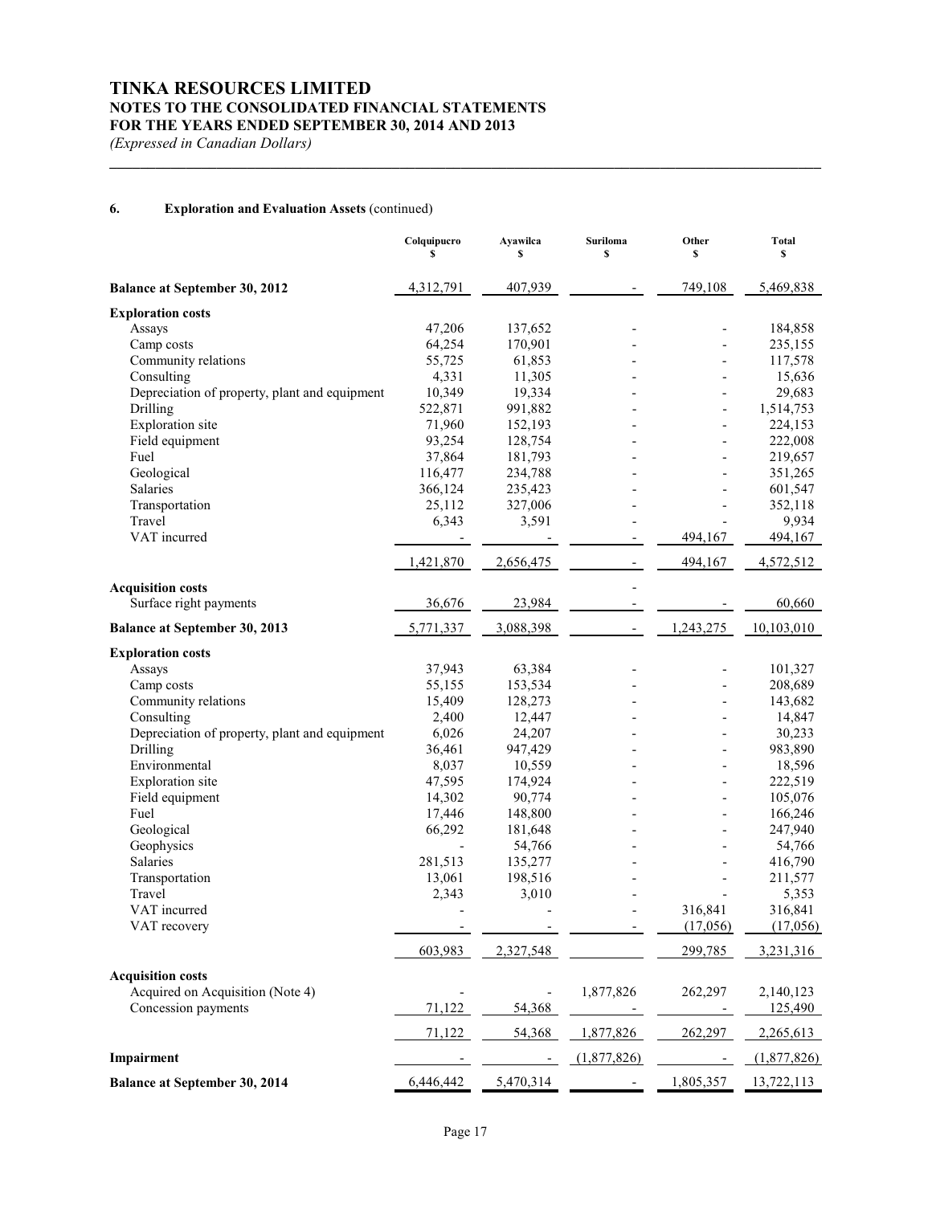# TINKA RESOURCES LIMITED
## NOTES TO THE CONSOLIDATED FINANCIAL STATEMENTS
## FOR THE YEARS ENDED SEPTEMBER 30, 2014 AND 2013
*(Expressed in Canadian Dollars)*

### 6. Exploration and Evaluation Assets (continued)

| | Colquipucro $ | Ayawilca $ | Suriloma $ | Other $ | Total $ |
|---|---|---|---|---|---|
| **Balance at September 30, 2012** | 4,312,791 | 407,939 | - | 749,108 | 5,469,838 |
| **Exploration costs** | | | | | |
| Assays | 47,206 | 137,652 | - | - | 184,858 |
| Camp costs | 64,254 | 170,901 | - | - | 235,155 |
| Community relations | 55,725 | 61,853 | - | - | 117,578 |
| Consulting | 4,331 | 11,305 | - | - | 15,636 |
| Depreciation of property, plant and equipment | 10,349 | 19,334 | - | - | 29,683 |
| Drilling | 522,871 | 991,882 | - | - | 1,514,753 |
| Exploration site | 71,960 | 152,193 | - | - | 224,153 |
| Field equipment | 93,254 | 128,754 | - | - | 222,008 |
| Fuel | 37,864 | 181,793 | - | - | 219,657 |
| Geological | 116,477 | 234,788 | - | - | 351,265 |
| Salaries | 366,124 | 235,423 | - | - | 601,547 |
| Transportation | 25,112 | 327,006 | - | - | 352,118 |
| Travel | 6,343 | 3,591 | - | - | 9,934 |
| VAT incurred | - | - | - | 494,167 | 494,167 |
| | 1,421,870 | 2,656,475 | - | 494,167 | 4,572,512 |
| **Acquisition costs** | | | - | | |
| Surface right payments | 36,676 | 23,984 | - | - | 60,660 |
| **Balance at September 30, 2013** | 5,771,337 | 3,088,398 | - | 1,243,275 | 10,103,010 |
| **Exploration costs** | | | | | |
| Assays | 37,943 | 63,384 | - | - | 101,327 |
| Camp costs | 55,155 | 153,534 | - | - | 208,689 |
| Community relations | 15,409 | 128,273 | - | - | 143,682 |
| Consulting | 2,400 | 12,447 | - | - | 14,847 |
| Depreciation of property, plant and equipment | 6,026 | 24,207 | - | - | 30,233 |
| Drilling | 36,461 | 947,429 | - | - | 983,890 |
| Environmental | 8,037 | 10,559 | - | - | 18,596 |
| Exploration site | 47,595 | 174,924 | - | - | 222,519 |
| Field equipment | 14,302 | 90,774 | - | - | 105,076 |
| Fuel | 17,446 | 148,800 | - | - | 166,246 |
| Geological | 66,292 | 181,648 | - | - | 247,940 |
| Geophysics | - | 54,766 | - | - | 54,766 |
| Salaries | 281,513 | 135,277 | - | - | 416,790 |
| Transportation | 13,061 | 198,516 | - | - | 211,577 |
| Travel | 2,343 | 3,010 | - | - | 5,353 |
| VAT incurred | - | - | - | 316,841 | 316,841 |
| VAT recovery | - | - | - | (17,056) | (17,056) |
| | 603,983 | 2,327,548 | | 299,785 | 3,231,316 |
| **Acquisition costs** | | | | | |
| Acquired on Acquisition (Note 4) | - | - | 1,877,826 | 262,297 | 2,140,123 |
| Concession payments | 71,122 | 54,368 | - | - | 125,490 |
| | 71,122 | 54,368 | 1,877,826 | 262,297 | 2,265,613 |
| **Impairment** | - | - | (1,877,826) | - | (1,877,826) |
| **Balance at September 30, 2014** | 6,446,442 | 5,470,314 | - | 1,805,357 | 13,722,113 |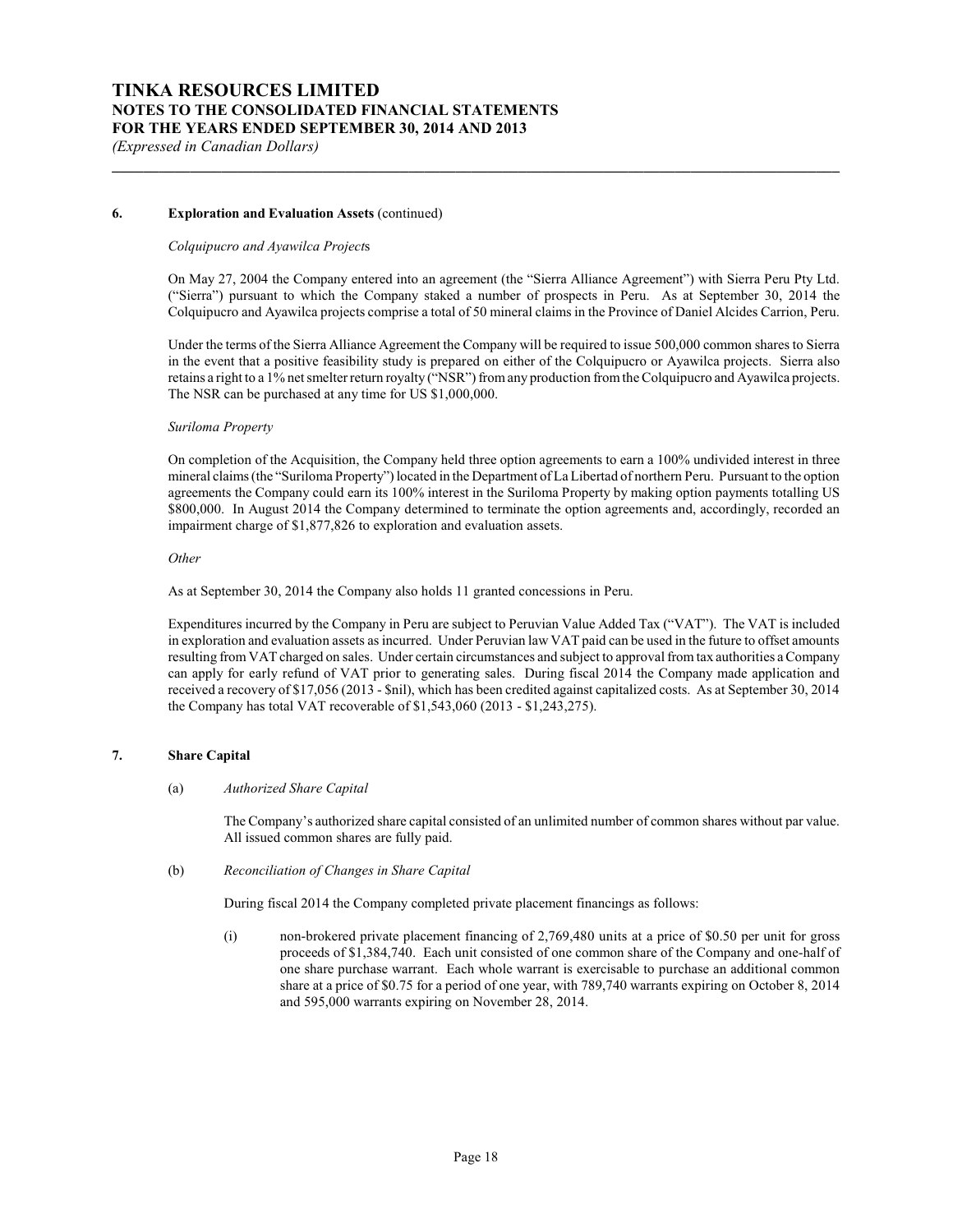**6. Exploration and Evaluation Assets** (continued)

*Colquipucro and Ayawilca Projects*

On May 27, 2004 the Company entered into an agreement (the "Sierra Alliance Agreement") with Sierra Peru Pty Ltd. ("Sierra") pursuant to which the Company staked a number of prospects in Peru. As at September 30, 2014 the Colquipucro and Ayawilca projects comprise a total of 50 mineral claims in the Province of Daniel Alcides Carrion, Peru.

Under the terms of the Sierra Alliance Agreement the Company will be required to issue 500,000 common shares to Sierra in the event that a positive feasibility study is prepared on either of the Colquipucro or Ayawilca projects. Sierra also retains a right to a 1% net smelter return royalty ("NSR") from any production from the Colquipucro and Ayawilca projects. The NSR can be purchased at any time for US $1,000,000.

*Suriloma Property*

On completion of the Acquisition, the Company held three option agreements to earn a 100% undivided interest in three mineral claims (the "Suriloma Property") located in the Department of La Libertad of northern Peru. Pursuant to the option agreements the Company could earn its 100% interest in the Suriloma Property by making option payments totalling US $800,000. In August 2014 the Company determined to terminate the option agreements and, accordingly, recorded an impairment charge of $1,877,826 to exploration and evaluation assets.

*Other*

As at September 30, 2014 the Company also holds 11 granted concessions in Peru.

Expenditures incurred by the Company in Peru are subject to Peruvian Value Added Tax ("VAT"). The VAT is included in exploration and evaluation assets as incurred. Under Peruvian law VAT paid can be used in the future to offset amounts resulting from VAT charged on sales. Under certain circumstances and subject to approval from tax authorities a Company can apply for early refund of VAT prior to generating sales. During fiscal 2014 the Company made application and received a recovery of $17,056 (2013 - $nil), which has been credited against capitalized costs. As at September 30, 2014 the Company has total VAT recoverable of $1,543,060 (2013 - $1,243,275).

**7. Share Capital**

(a) *Authorized Share Capital*

The Company's authorized share capital consisted of an unlimited number of common shares without par value. All issued common shares are fully paid.

(b) *Reconciliation of Changes in Share Capital*

During fiscal 2014 the Company completed private placement financings as follows:

(i) non-brokered private placement financing of 2,769,480 units at a price of $0.50 per unit for gross proceeds of $1,384,740. Each unit consisted of one common share of the Company and one-half of one share purchase warrant. Each whole warrant is exercisable to purchase an additional common share at a price of $0.75 for a period of one year, with 789,740 warrants expiring on October 8, 2014 and 595,000 warrants expiring on November 28, 2014.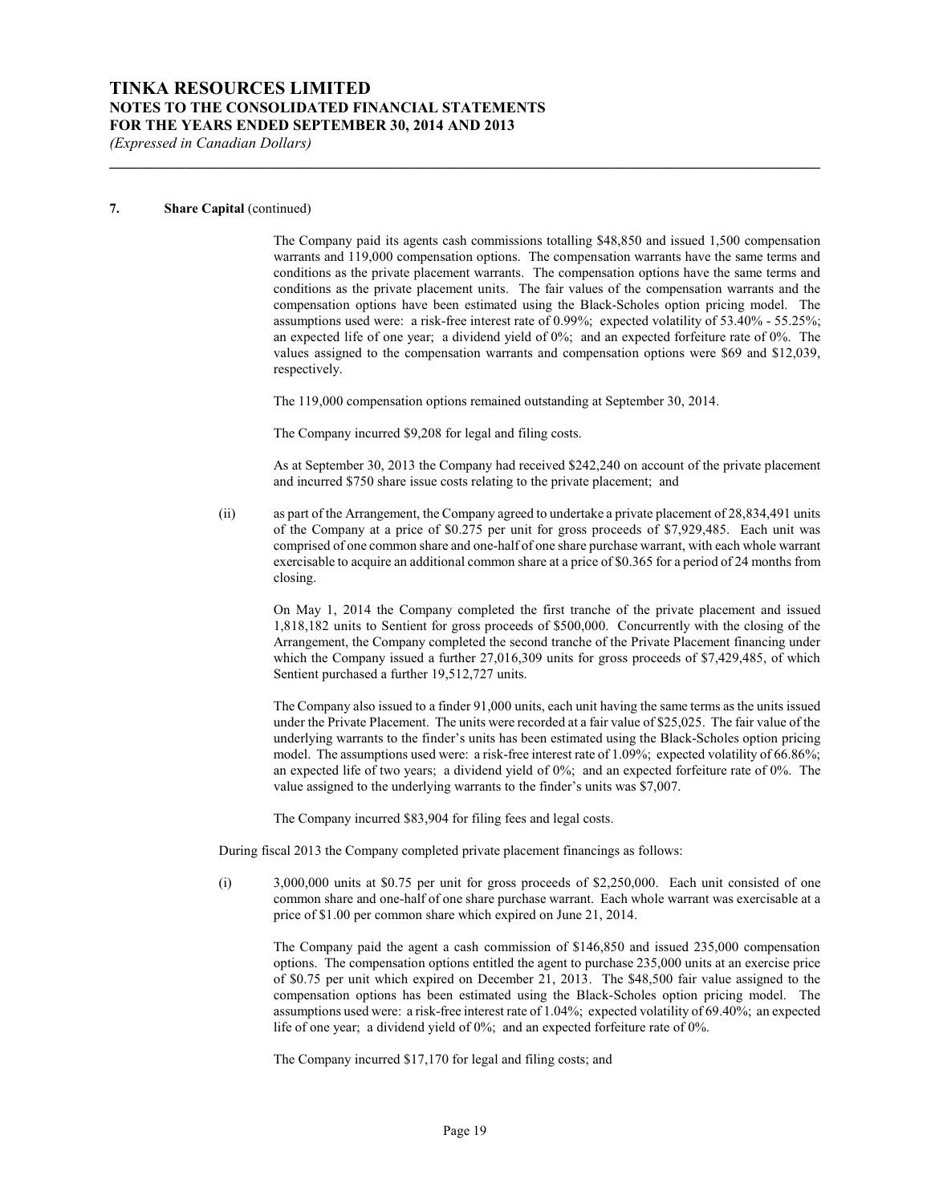**7. Share Capital** (continued)

The Company paid its agents cash commissions totalling \$48,850 and issued 1,500 compensation warrants and 119,000 compensation options. The compensation warrants have the same terms and conditions as the private placement warrants. The compensation options have the same terms and conditions as the private placement units. The fair values of the compensation warrants and the compensation options have been estimated using the Black-Scholes option pricing model. The assumptions used were: a risk-free interest rate of 0.99%; expected volatility of 53.40% - 55.25%; an expected life of one year; a dividend yield of 0%; and an expected forfeiture rate of 0%. The values assigned to the compensation warrants and compensation options were \$69 and \$12,039, respectively.

The 119,000 compensation options remained outstanding at September 30, 2014.

The Company incurred \$9,208 for legal and filing costs.

As at September 30, 2013 the Company had received \$242,240 on account of the private placement and incurred \$750 share issue costs relating to the private placement; and

(ii) as part of the Arrangement, the Company agreed to undertake a private placement of 28,834,491 units of the Company at a price of \$0.275 per unit for gross proceeds of \$7,929,485. Each unit was comprised of one common share and one-half of one share purchase warrant, with each whole warrant exercisable to acquire an additional common share at a price of \$0.365 for a period of 24 months from closing.

On May 1, 2014 the Company completed the first tranche of the private placement and issued 1,818,182 units to Sentient for gross proceeds of \$500,000. Concurrently with the closing of the Arrangement, the Company completed the second tranche of the Private Placement financing under which the Company issued a further 27,016,309 units for gross proceeds of \$7,429,485, of which Sentient purchased a further 19,512,727 units.

The Company also issued to a finder 91,000 units, each unit having the same terms as the units issued under the Private Placement. The units were recorded at a fair value of \$25,025. The fair value of the underlying warrants to the finder's units has been estimated using the Black-Scholes option pricing model. The assumptions used were: a risk-free interest rate of 1.09%; expected volatility of 66.86%; an expected life of two years; a dividend yield of 0%; and an expected forfeiture rate of 0%. The value assigned to the underlying warrants to the finder's units was \$7,007.

The Company incurred \$83,904 for filing fees and legal costs.

During fiscal 2013 the Company completed private placement financings as follows:

(i) 3,000,000 units at \$0.75 per unit for gross proceeds of \$2,250,000. Each unit consisted of one common share and one-half of one share purchase warrant. Each whole warrant was exercisable at a price of \$1.00 per common share which expired on June 21, 2014.

The Company paid the agent a cash commission of \$146,850 and issued 235,000 compensation options. The compensation options entitled the agent to purchase 235,000 units at an exercise price of \$0.75 per unit which expired on December 21, 2013. The \$48,500 fair value assigned to the compensation options has been estimated using the Black-Scholes option pricing model. The assumptions used were: a risk-free interest rate of 1.04%; expected volatility of 69.40%; an expected life of one year; a dividend yield of 0%; and an expected forfeiture rate of 0%.

The Company incurred \$17,170 for legal and filing costs; and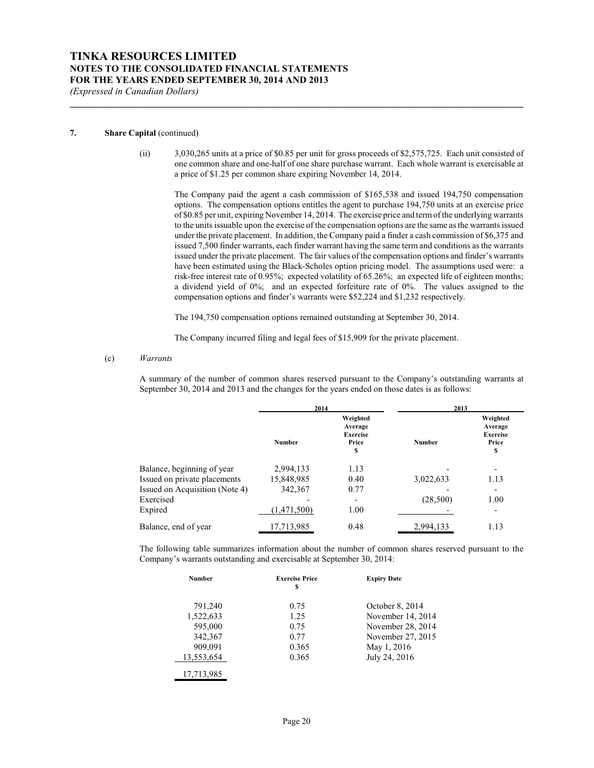**7. Share Capital** (continued)

(ii) 3,030,265 units at a price of $0.85 per unit for gross proceeds of $2,575,725. Each unit consisted of one common share and one-half of one share purchase warrant. Each whole warrant is exercisable at a price of $1.25 per common share expiring November 14, 2014.

The Company paid the agent a cash commission of $165,538 and issued 194,750 compensation options. The compensation options entitles the agent to purchase 194,750 units at an exercise price of $0.85 per unit, expiring November 14, 2014. The exercise price and term of the underlying warrants to the units issuable upon the exercise of the compensation options are the same as the warrants issued under the private placement. In addition, the Company paid a finder a cash commission of $6,375 and issued 7,500 finder warrants, each finder warrant having the same term and conditions as the warrants issued under the private placement. The fair values of the compensation options and finder's warrants have been estimated using the Black-Scholes option pricing model. The assumptions used were: a risk-free interest rate of 0.95%; expected volatility of 65.26%; an expected life of eighteen months; a dividend yield of 0%; and an expected forfeiture rate of 0%. The values assigned to the compensation options and finder's warrants were $52,224 and $1,232 respectively.

The 194,750 compensation options remained outstanding at September 30, 2014.

The Company incurred filing and legal fees of $15,909 for the private placement.

(c) *Warrants*

A summary of the number of common shares reserved pursuant to the Company's outstanding warrants at September 30, 2014 and 2013 and the changes for the years ended on those dates is as follows:

| | 2014 | | 2013 | |
|---|---|---|---|---|
| | Number | Weighted Average Exercise Price $ | Number | Weighted Average Exercise Price $ |
| Balance, beginning of year | 2,994,133 | 1.13 | - | - |
| Issued on private placements | 15,848,985 | 0.40 | 3,022,633 | 1.13 |
| Issued on Acquisition (Note 4) | 342,367 | 0.77 | - | - |
| Exercised | - | - | (28,500) | 1.00 |
| Expired | (1,471,500) | 1.00 | - | - |
| Balance, end of year | 17,713,985 | 0.48 | 2,994,133 | 1.13 |

The following table summarizes information about the number of common shares reserved pursuant to the Company's warrants outstanding and exercisable at September 30, 2014:

| Number | Exercise Price $ | Expiry Date |
|---|---|---|
| 791,240 | 0.75 | October 8, 2014 |
| 1,522,633 | 1.25 | November 14, 2014 |
| 595,000 | 0.75 | November 28, 2014 |
| 342,367 | 0.77 | November 27, 2015 |
| 909,091 | 0.365 | May 1, 2016 |
| 13,553,654 | 0.365 | July 24, 2016 |
| 17,713,985 | | |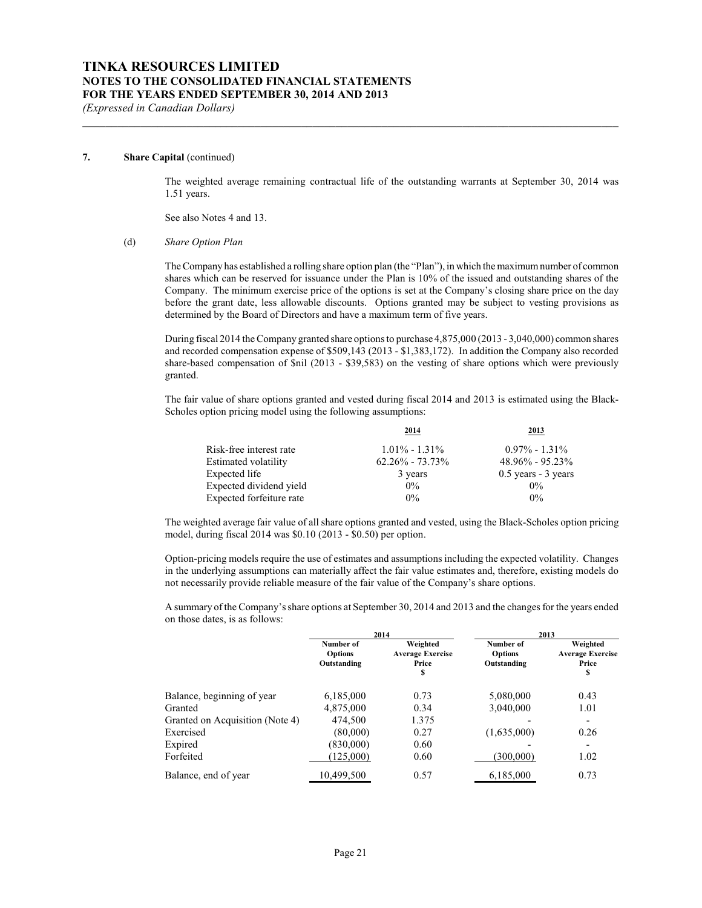**7. Share Capital** (continued)

The weighted average remaining contractual life of the outstanding warrants at September 30, 2014 was 1.51 years.

See also Notes 4 and 13.

(d) *Share Option Plan*

The Company has established a rolling share option plan (the "Plan"), in which the maximum number of common shares which can be reserved for issuance under the Plan is 10% of the issued and outstanding shares of the Company. The minimum exercise price of the options is set at the Company's closing share price on the day before the grant date, less allowable discounts. Options granted may be subject to vesting provisions as determined by the Board of Directors and have a maximum term of five years.

During fiscal 2014 the Company granted share options to purchase 4,875,000 (2013 - 3,040,000) common shares and recorded compensation expense of \$509,143 (2013 - \$1,383,172). In addition the Company also recorded share-based compensation of \$nil (2013 - \$39,583) on the vesting of share options which were previously granted.

The fair value of share options granted and vested during fiscal 2014 and 2013 is estimated using the Black-Scholes option pricing model using the following assumptions:

| | 2014 | 2013 |
|---|---|---|
| Risk-free interest rate | 1.01% - 1.31% | 0.97% - 1.31% |
| Estimated volatility | 62.26% - 73.73% | 48.96% - 95.23% |
| Expected life | 3 years | 0.5 years - 3 years |
| Expected dividend yield | 0% | 0% |
| Expected forfeiture rate | 0% | 0% |

The weighted average fair value of all share options granted and vested, using the Black-Scholes option pricing model, during fiscal 2014 was \$0.10 (2013 - \$0.50) per option.

Option-pricing models require the use of estimates and assumptions including the expected volatility. Changes in the underlying assumptions can materially affect the fair value estimates and, therefore, existing models do not necessarily provide reliable measure of the fair value of the Company's share options.

A summary of the Company's share options at September 30, 2014 and 2013 and the changes for the years ended on those dates, is as follows:

| | 2014 | | 2013 | |
|---|---|---|---|---|
| | Number of Options Outstanding | Weighted Average Exercise Price \$ | Number of Options Outstanding | Weighted Average Exercise Price \$ |
| Balance, beginning of year | 6,185,000 | 0.73 | 5,080,000 | 0.43 |
| Granted | 4,875,000 | 0.34 | 3,040,000 | 1.01 |
| Granted on Acquisition (Note 4) | 474,500 | 1.375 | - | - |
| Exercised | (80,000) | 0.27 | (1,635,000) | 0.26 |
| Expired | (830,000) | 0.60 | - | - |
| Forfeited | (125,000) | 0.60 | (300,000) | 1.02 |
| Balance, end of year | 10,499,500 | 0.57 | 6,185,000 | 0.73 |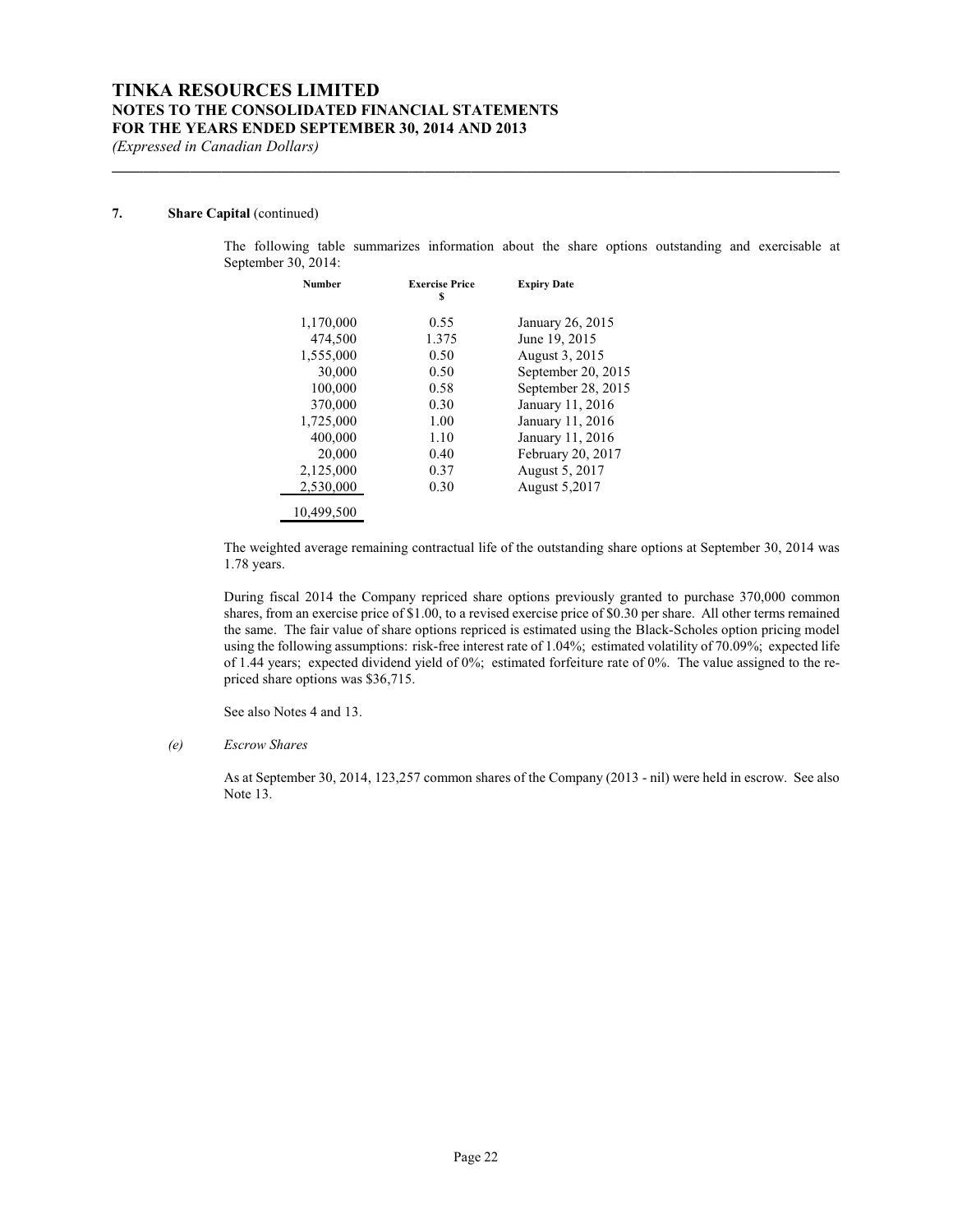### 7. Share Capital (continued)

The following table summarizes information about the share options outstanding and exercisable at September 30, 2014:

| Number | Exercise Price $ | Expiry Date |
|---|---|---|
| 1,170,000 | 0.55 | January 26, 2015 |
| 474,500 | 1.375 | June 19, 2015 |
| 1,555,000 | 0.50 | August 3, 2015 |
| 30,000 | 0.50 | September 20, 2015 |
| 100,000 | 0.58 | September 28, 2015 |
| 370,000 | 0.30 | January 11, 2016 |
| 1,725,000 | 1.00 | January 11, 2016 |
| 400,000 | 1.10 | January 11, 2016 |
| 20,000 | 0.40 | February 20, 2017 |
| 2,125,000 | 0.37 | August 5, 2017 |
| 2,530,000 | 0.30 | August 5,2017 |
| 10,499,500 | | |

The weighted average remaining contractual life of the outstanding share options at September 30, 2014 was 1.78 years.

During fiscal 2014 the Company repriced share options previously granted to purchase 370,000 common shares, from an exercise price of $1.00, to a revised exercise price of $0.30 per share. All other terms remained the same. The fair value of share options repriced is estimated using the Black-Scholes option pricing model using the following assumptions: risk-free interest rate of 1.04%; estimated volatility of 70.09%; expected life of 1.44 years; expected dividend yield of 0%; estimated forfeiture rate of 0%. The value assigned to the re-priced share options was $36,715.

See also Notes 4 and 13.

*(e) Escrow Shares*

As at September 30, 2014, 123,257 common shares of the Company (2013 - nil) were held in escrow. See also Note 13.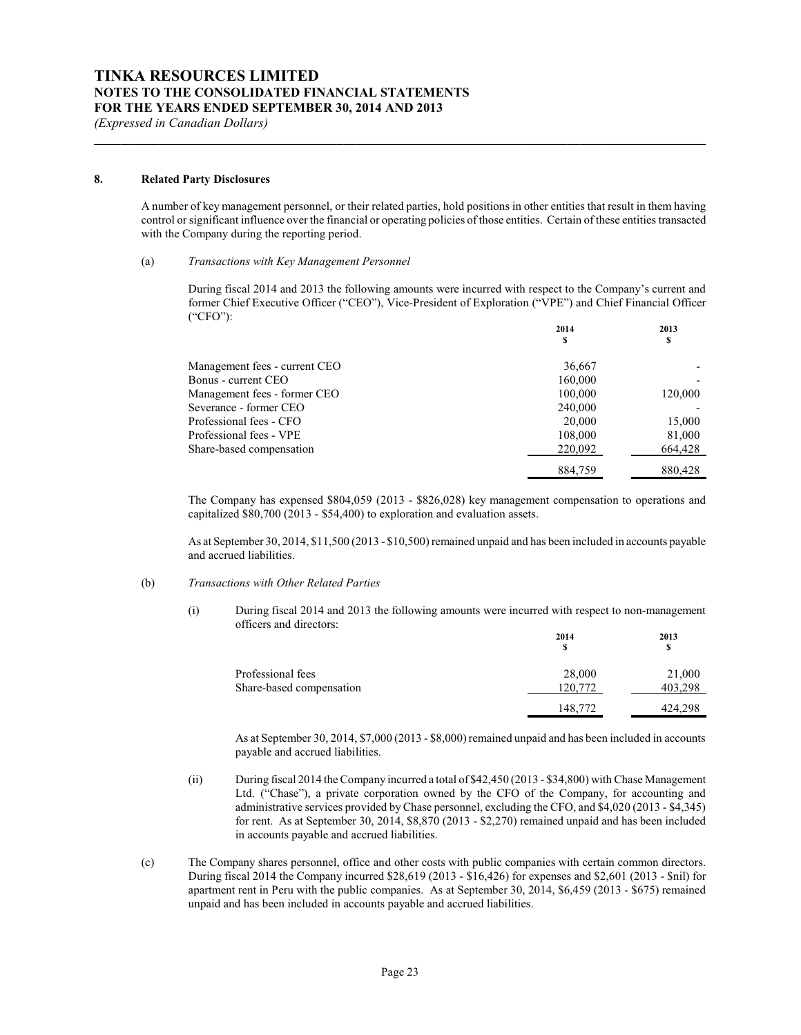## 8. Related Party Disclosures

A number of key management personnel, or their related parties, hold positions in other entities that result in them having control or significant influence over the financial or operating policies of those entities. Certain of these entities transacted with the Company during the reporting period.

(a) *Transactions with Key Management Personnel*

During fiscal 2014 and 2013 the following amounts were incurred with respect to the Company's current and former Chief Executive Officer ("CEO"), Vice-President of Exploration ("VPE") and Chief Financial Officer ("CFO"):

| | 2014 $ | 2013 $ |
|---|---|---|
| Management fees - current CEO | 36,667 | - |
| Bonus - current CEO | 160,000 | - |
| Management fees - former CEO | 100,000 | 120,000 |
| Severance - former CEO | 240,000 | - |
| Professional fees - CFO | 20,000 | 15,000 |
| Professional fees - VPE | 108,000 | 81,000 |
| Share-based compensation | 220,092 | 664,428 |
| | 884,759 | 880,428 |

The Company has expensed $804,059 (2013 - $826,028) key management compensation to operations and capitalized $80,700 (2013 - $54,400) to exploration and evaluation assets.

As at September 30, 2014, $11,500 (2013 - $10,500) remained unpaid and has been included in accounts payable and accrued liabilities.

(b) *Transactions with Other Related Parties*

(i) During fiscal 2014 and 2013 the following amounts were incurred with respect to non-management officers and directors:

| | 2014 $ | 2013 $ |
|---|---|---|
| Professional fees | 28,000 | 21,000 |
| Share-based compensation | 120,772 | 403,298 |
| | 148,772 | 424,298 |

As at September 30, 2014, $7,000 (2013 - $8,000) remained unpaid and has been included in accounts payable and accrued liabilities.

(ii) During fiscal 2014 the Company incurred a total of $42,450 (2013 - $34,800) with Chase Management Ltd. ("Chase"), a private corporation owned by the CFO of the Company, for accounting and administrative services provided by Chase personnel, excluding the CFO, and $4,020 (2013 - $4,345) for rent. As at September 30, 2014, $8,870 (2013 - $2,270) remained unpaid and has been included in accounts payable and accrued liabilities.

(c) The Company shares personnel, office and other costs with public companies with certain common directors. During fiscal 2014 the Company incurred $28,619 (2013 - $16,426) for expenses and $2,601 (2013 - $nil) for apartment rent in Peru with the public companies. As at September 30, 2014, $6,459 (2013 - $675) remained unpaid and has been included in accounts payable and accrued liabilities.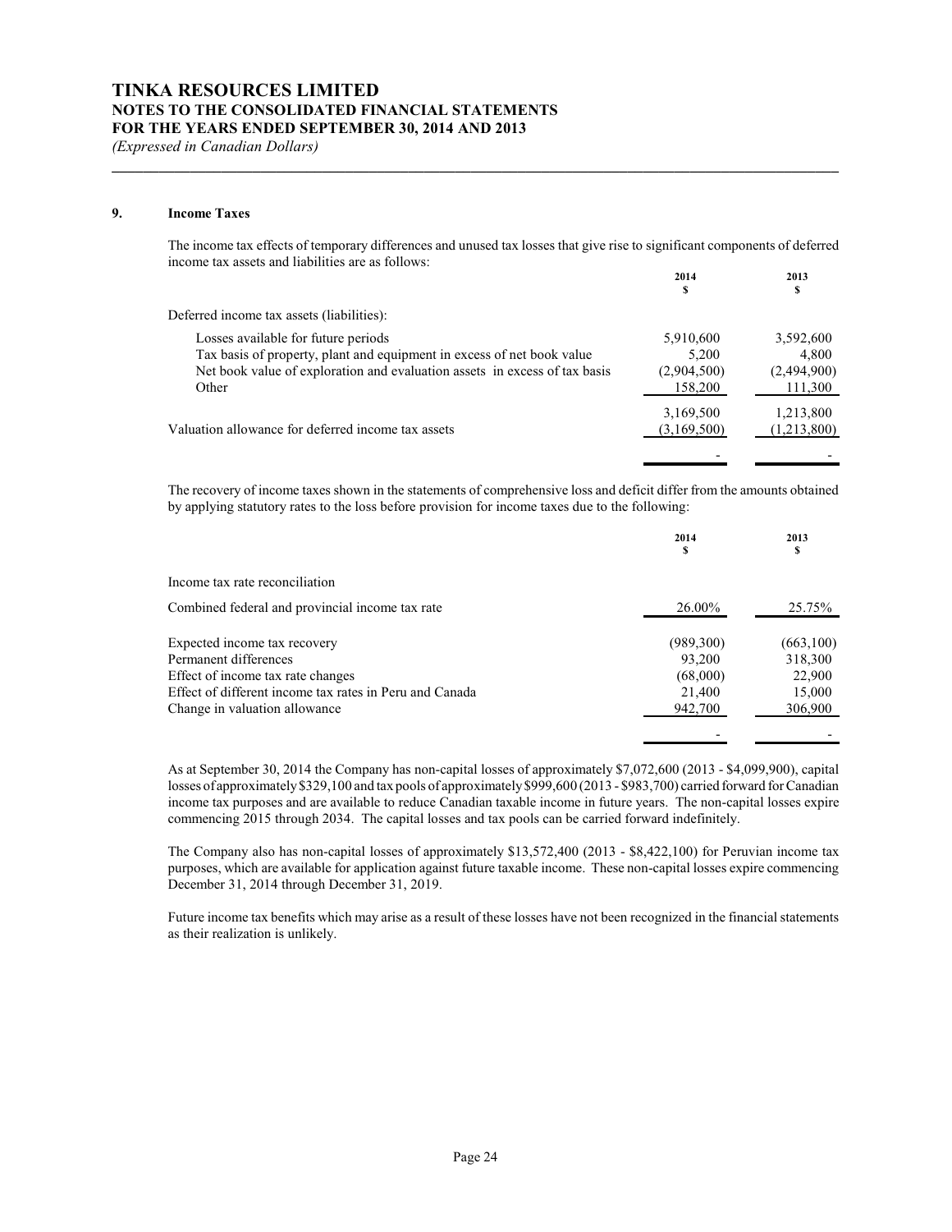## 9. Income Taxes

The income tax effects of temporary differences and unused tax losses that give rise to significant components of deferred income tax assets and liabilities are as follows:

| | 2014 $ | 2013 $ |
|---|---|---|
| Deferred income tax assets (liabilities): | | |
| Losses available for future periods | 5,910,600 | 3,592,600 |
| Tax basis of property, plant and equipment in excess of net book value | 5,200 | 4,800 |
| Net book value of exploration and evaluation assets in excess of tax basis | (2,904,500) | (2,494,900) |
| Other | 158,200 | 111,300 |
| | 3,169,500 | 1,213,800 |
| Valuation allowance for deferred income tax assets | (3,169,500) | (1,213,800) |
| | - | - |

The recovery of income taxes shown in the statements of comprehensive loss and deficit differ from the amounts obtained by applying statutory rates to the loss before provision for income taxes due to the following:

| | 2014 $ | 2013 $ |
|---|---|---|
| Income tax rate reconciliation | | |
| Combined federal and provincial income tax rate | 26.00% | 25.75% |
| Expected income tax recovery | (989,300) | (663,100) |
| Permanent differences | 93,200 | 318,300 |
| Effect of income tax rate changes | (68,000) | 22,900 |
| Effect of different income tax rates in Peru and Canada | 21,400 | 15,000 |
| Change in valuation allowance | 942,700 | 306,900 |
| | - | - |

As at September 30, 2014 the Company has non-capital losses of approximately $7,072,600 (2013 - $4,099,900), capital losses of approximately $329,100 and tax pools of approximately $999,600 (2013 - $983,700) carried forward for Canadian income tax purposes and are available to reduce Canadian taxable income in future years. The non-capital losses expire commencing 2015 through 2034. The capital losses and tax pools can be carried forward indefinitely.

The Company also has non-capital losses of approximately $13,572,400 (2013 - $8,422,100) for Peruvian income tax purposes, which are available for application against future taxable income. These non-capital losses expire commencing December 31, 2014 through December 31, 2019.

Future income tax benefits which may arise as a result of these losses have not been recognized in the financial statements as their realization is unlikely.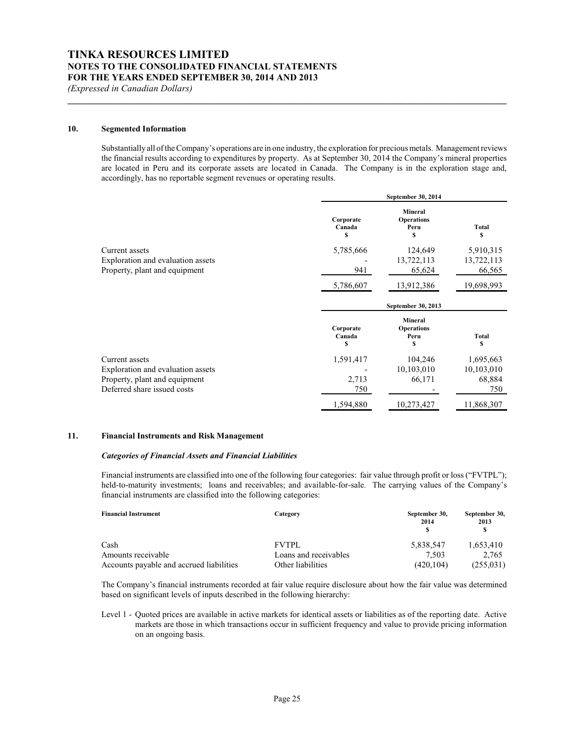## 10. Segmented Information

Substantially all of the Company's operations are in one industry, the exploration for precious metals. Management reviews the financial results according to expenditures by property. As at September 30, 2014 the Company's mineral properties are located in Peru and its corporate assets are located in Canada. The Company is in the exploration stage and, accordingly, has no reportable segment revenues or operating results.

| | September 30, 2014 | | |
|---|---|---|---|
| | Corporate Canada $ | Mineral Operations Peru $ | Total $ |
| Current assets | 5,785,666 | 124,649 | 5,910,315 |
| Exploration and evaluation assets | - | 13,722,113 | 13,722,113 |
| Property, plant and equipment | 941 | 65,624 | 66,565 |
| | 5,786,607 | 13,912,386 | 19,698,993 |

| | September 30, 2013 | | |
|---|---|---|---|
| | Corporate Canada $ | Mineral Operations Peru $ | Total $ |
| Current assets | 1,591,417 | 104,246 | 1,695,663 |
| Exploration and evaluation assets | - | 10,103,010 | 10,103,010 |
| Property, plant and equipment | 2,713 | 66,171 | 68,884 |
| Deferred share issued costs | 750 | - | 750 |
| | 1,594,880 | 10,273,427 | 11,868,307 |

## 11. Financial Instruments and Risk Management

### *Categories of Financial Assets and Financial Liabilities*

Financial instruments are classified into one of the following four categories: fair value through profit or loss ("FVTPL"); held-to-maturity investments; loans and receivables; and available-for-sale. The carrying values of the Company's financial instruments are classified into the following categories:

| Financial Instrument | Category | September 30, 2014 $ | September 30, 2013 $ |
|---|---|---|---|
| Cash | FVTPL | 5,838,547 | 1,653,410 |
| Amounts receivable | Loans and receivables | 7,503 | 2,765 |
| Accounts payable and accrued liabilities | Other liabilities | (420,104) | (255,031) |

The Company's financial instruments recorded at fair value require disclosure about how the fair value was determined based on significant levels of inputs described in the following hierarchy:

Level 1 - Quoted prices are available in active markets for identical assets or liabilities as of the reporting date. Active markets are those in which transactions occur in sufficient frequency and value to provide pricing information on an ongoing basis.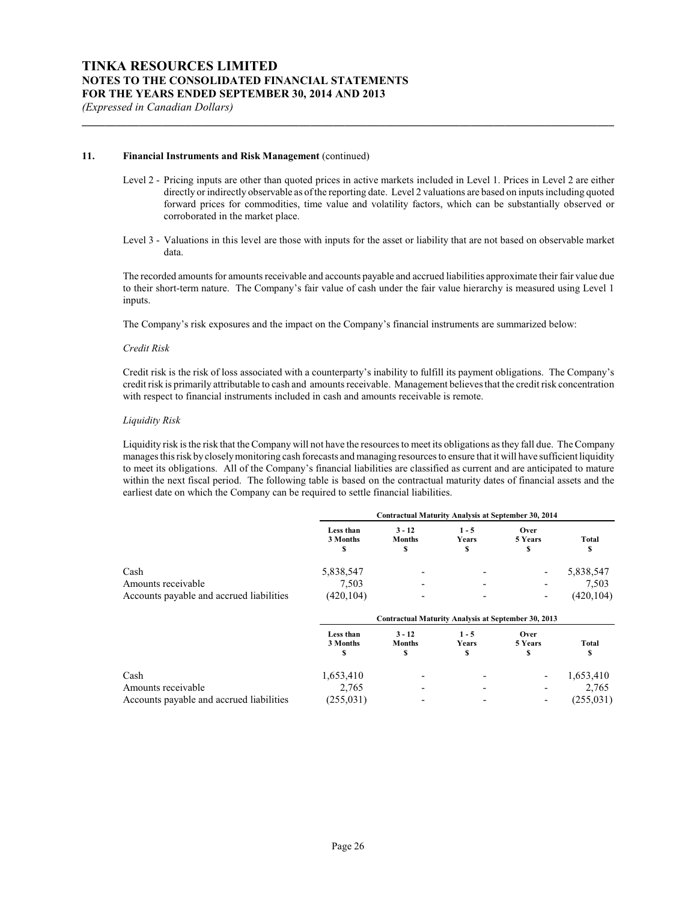## 11. Financial Instruments and Risk Management (continued)

Level 2 - Pricing inputs are other than quoted prices in active markets included in Level 1. Prices in Level 2 are either directly or indirectly observable as of the reporting date. Level 2 valuations are based on inputs including quoted forward prices for commodities, time value and volatility factors, which can be substantially observed or corroborated in the market place.

Level 3 - Valuations in this level are those with inputs for the asset or liability that are not based on observable market data.

The recorded amounts for amounts receivable and accounts payable and accrued liabilities approximate their fair value due to their short-term nature. The Company's fair value of cash under the fair value hierarchy is measured using Level 1 inputs.

The Company's risk exposures and the impact on the Company's financial instruments are summarized below:

*Credit Risk*

Credit risk is the risk of loss associated with a counterparty's inability to fulfill its payment obligations. The Company's credit risk is primarily attributable to cash and amounts receivable. Management believes that the credit risk concentration with respect to financial instruments included in cash and amounts receivable is remote.

*Liquidity Risk*

Liquidity risk is the risk that the Company will not have the resources to meet its obligations as they fall due. The Company manages this risk by closely monitoring cash forecasts and managing resources to ensure that it will have sufficient liquidity to meet its obligations. All of the Company's financial liabilities are classified as current and are anticipated to mature within the next fiscal period. The following table is based on the contractual maturity dates of financial assets and the earliest date on which the Company can be required to settle financial liabilities.

| | Contractual Maturity Analysis at September 30, 2014 | | | | |
|---|---|---|---|---|---|
| | Less than 3 Months $ | 3 - 12 Months $ | 1 - 5 Years $ | Over 5 Years $ | Total $ |
| Cash | 5,838,547 | - | - | - | 5,838,547 |
| Amounts receivable | 7,503 | - | - | - | 7,503 |
| Accounts payable and accrued liabilities | (420,104) | - | - | - | (420,104) |

| | Contractual Maturity Analysis at September 30, 2013 | | | | |
|---|---|---|---|---|---|
| | Less than 3 Months $ | 3 - 12 Months $ | 1 - 5 Years $ | Over 5 Years $ | Total $ |
| Cash | 1,653,410 | - | - | - | 1,653,410 |
| Amounts receivable | 2,765 | - | - | - | 2,765 |
| Accounts payable and accrued liabilities | (255,031) | - | - | - | (255,031) |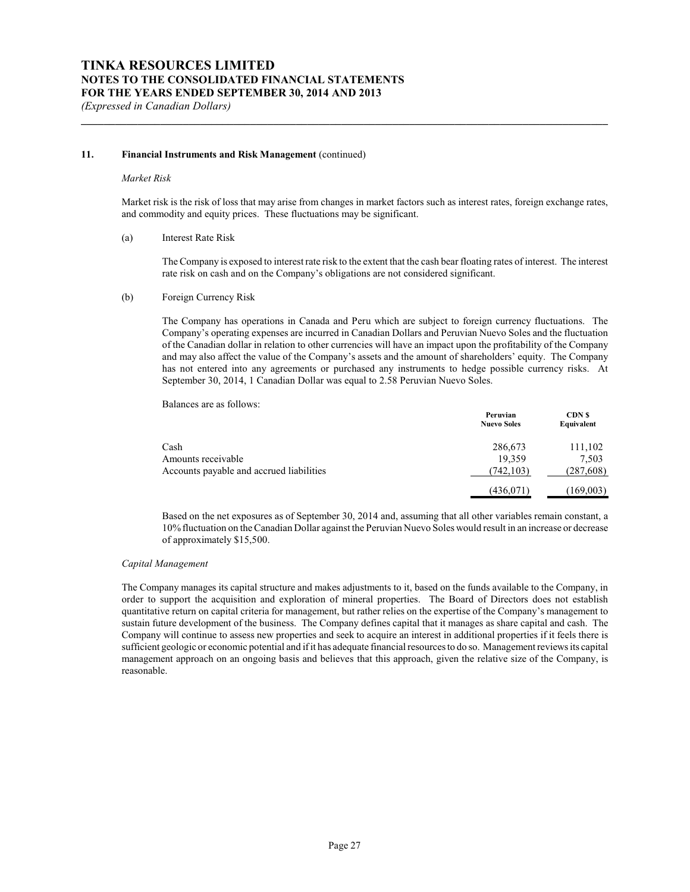### 11. Financial Instruments and Risk Management (continued)

*Market Risk*

Market risk is the risk of loss that may arise from changes in market factors such as interest rates, foreign exchange rates, and commodity and equity prices. These fluctuations may be significant.

(a) Interest Rate Risk

The Company is exposed to interest rate risk to the extent that the cash bear floating rates of interest. The interest rate risk on cash and on the Company's obligations are not considered significant.

(b) Foreign Currency Risk

The Company has operations in Canada and Peru which are subject to foreign currency fluctuations. The Company's operating expenses are incurred in Canadian Dollars and Peruvian Nuevo Soles and the fluctuation of the Canadian dollar in relation to other currencies will have an impact upon the profitability of the Company and may also affect the value of the Company's assets and the amount of shareholders' equity. The Company has not entered into any agreements or purchased any instruments to hedge possible currency risks. At September 30, 2014, 1 Canadian Dollar was equal to 2.58 Peruvian Nuevo Soles.

Balances are as follows:

| | Peruvian Nuevo Soles | CDN $ Equivalent |
|---|---|---|
| Cash | 286,673 | 111,102 |
| Amounts receivable | 19,359 | 7,503 |
| Accounts payable and accrued liabilities | (742,103) | (287,608) |
| | (436,071) | (169,003) |

Based on the net exposures as of September 30, 2014 and, assuming that all other variables remain constant, a 10% fluctuation on the Canadian Dollar against the Peruvian Nuevo Soles would result in an increase or decrease of approximately $15,500.

*Capital Management*

The Company manages its capital structure and makes adjustments to it, based on the funds available to the Company, in order to support the acquisition and exploration of mineral properties. The Board of Directors does not establish quantitative return on capital criteria for management, but rather relies on the expertise of the Company's management to sustain future development of the business. The Company defines capital that it manages as share capital and cash. The Company will continue to assess new properties and seek to acquire an interest in additional properties if it feels there is sufficient geologic or economic potential and if it has adequate financial resources to do so. Management reviews its capital management approach on an ongoing basis and believes that this approach, given the relative size of the Company, is reasonable.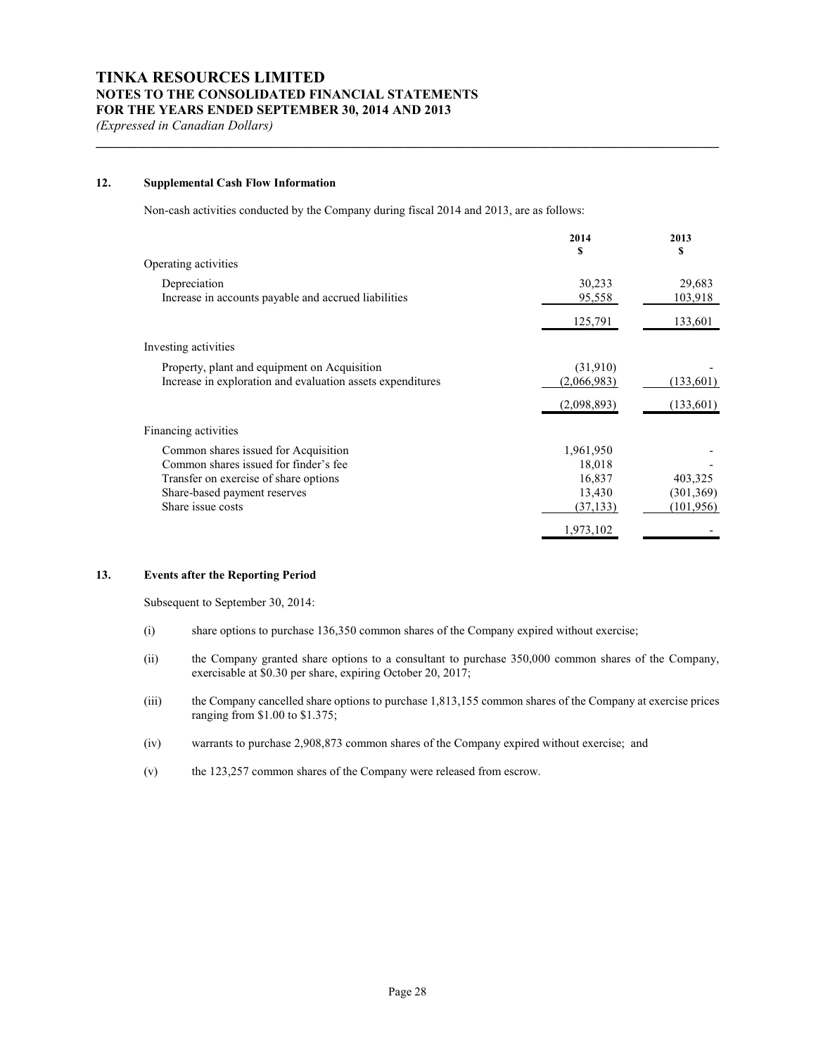# TINKA RESOURCES LIMITED
## NOTES TO THE CONSOLIDATED FINANCIAL STATEMENTS
## FOR THE YEARS ENDED SEPTEMBER 30, 2014 AND 2013
*(Expressed in Canadian Dollars)*

### 12. Supplemental Cash Flow Information

Non-cash activities conducted by the Company during fiscal 2014 and 2013, are as follows:

| | 2014<br>$ | 2013<br>$ |
|---|---|---|
| Operating activities | | |
| Depreciation | 30,233 | 29,683 |
| Increase in accounts payable and accrued liabilities | 95,558 | 103,918 |
| | 125,791 | 133,601 |
| Investing activities | | |
| Property, plant and equipment on Acquisition | (31,910) | - |
| Increase in exploration and evaluation assets expenditures | (2,066,983) | (133,601) |
| | (2,098,893) | (133,601) |
| Financing activities | | |
| Common shares issued for Acquisition | 1,961,950 | - |
| Common shares issued for finder's fee | 18,018 | - |
| Transfer on exercise of share options | 16,837 | 403,325 |
| Share-based payment reserves | 13,430 | (301,369) |
| Share issue costs | (37,133) | (101,956) |
| | 1,973,102 | - |

### 13. Events after the Reporting Period

Subsequent to September 30, 2014:

(i) share options to purchase 136,350 common shares of the Company expired without exercise;

(ii) the Company granted share options to a consultant to purchase 350,000 common shares of the Company, exercisable at $0.30 per share, expiring October 20, 2017;

(iii) the Company cancelled share options to purchase 1,813,155 common shares of the Company at exercise prices ranging from $1.00 to $1.375;

(iv) warrants to purchase 2,908,873 common shares of the Company expired without exercise; and

(v) the 123,257 common shares of the Company were released from escrow.